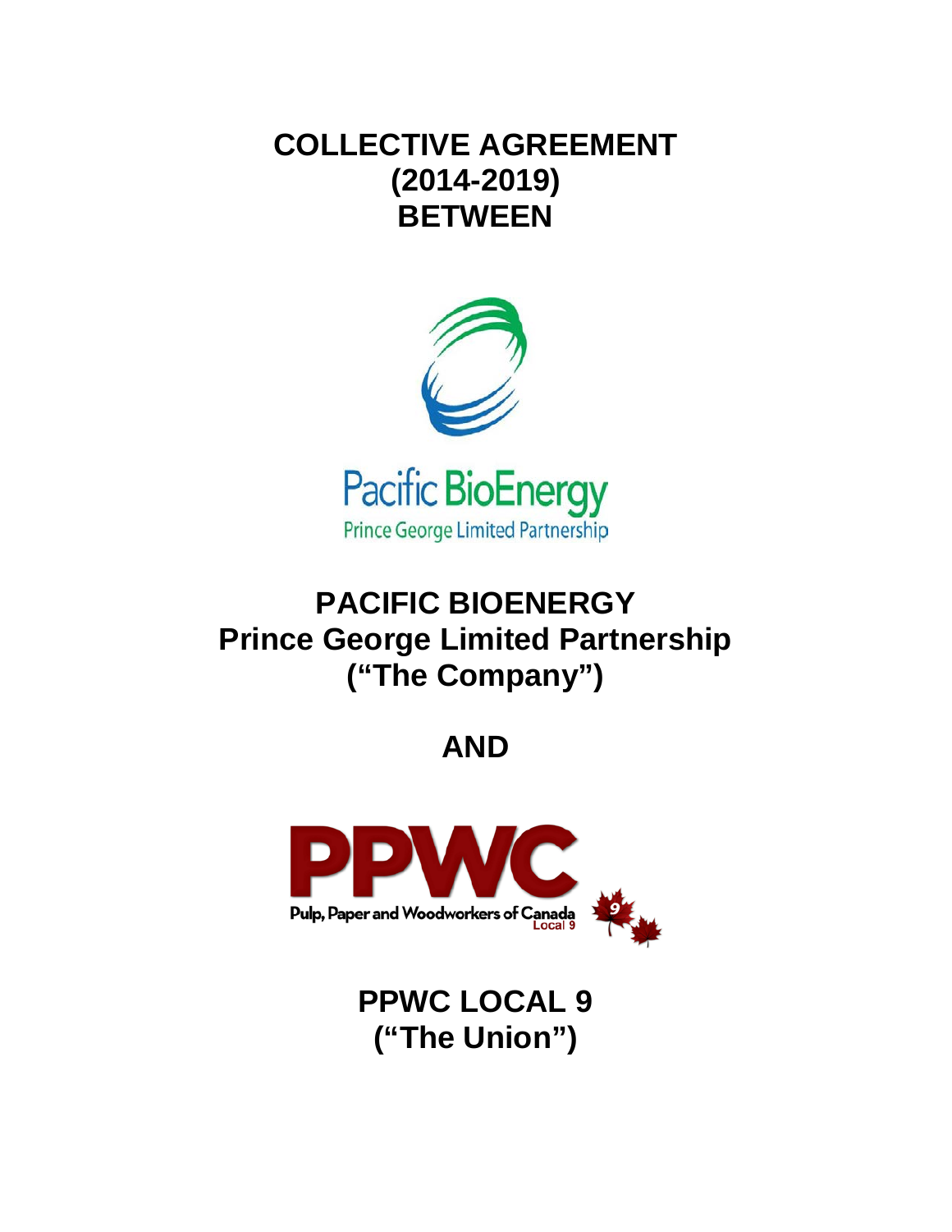# COLLECTIVE AGREEMENT (2014-2019) BETWEEN

Pacific BioEnergy

Prince George Limited Partnership

## PACIFIC BIOENERGY Prince George Limited Partnership ("The Company")

## AND

PPWC

Pulp, Paper and Woodworkers of Canada Local 9

## PPWC LOCAL 9 ("The Union")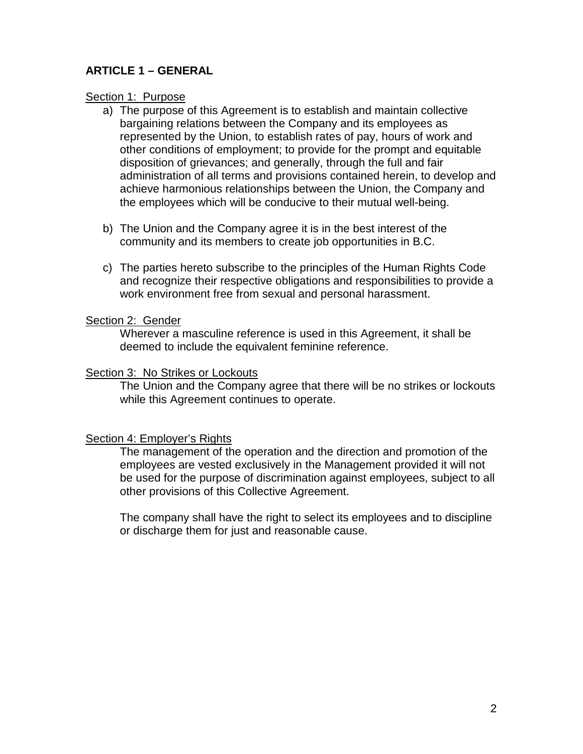## ARTICLE 1 – GENERAL

<u>Section 1: Purpose</u>

a) The purpose of this Agreement is to establish and maintain collective bargaining relations between the Company and its employees as represented by the Union, to establish rates of pay, hours of work and other conditions of employment; to provide for the prompt and equitable disposition of grievances; and generally, through the full and fair administration of all terms and provisions contained herein, to develop and achieve harmonious relationships between the Union, the Company and the employees which will be conducive to their mutual well-being.

b) The Union and the Company agree it is in the best interest of the community and its members to create job opportunities in B.C.

c) The parties hereto subscribe to the principles of the Human Rights Code and recognize their respective obligations and responsibilities to provide a work environment free from sexual and personal harassment.

<u>Section 2: Gender</u>

Wherever a masculine reference is used in this Agreement, it shall be deemed to include the equivalent feminine reference.

<u>Section 3: No Strikes or Lockouts</u>

The Union and the Company agree that there will be no strikes or lockouts while this Agreement continues to operate.

<u>Section 4: Employer's Rights</u>

The management of the operation and the direction and promotion of the employees are vested exclusively in the Management provided it will not be used for the purpose of discrimination against employees, subject to all other provisions of this Collective Agreement.

The company shall have the right to select its employees and to discipline or discharge them for just and reasonable cause.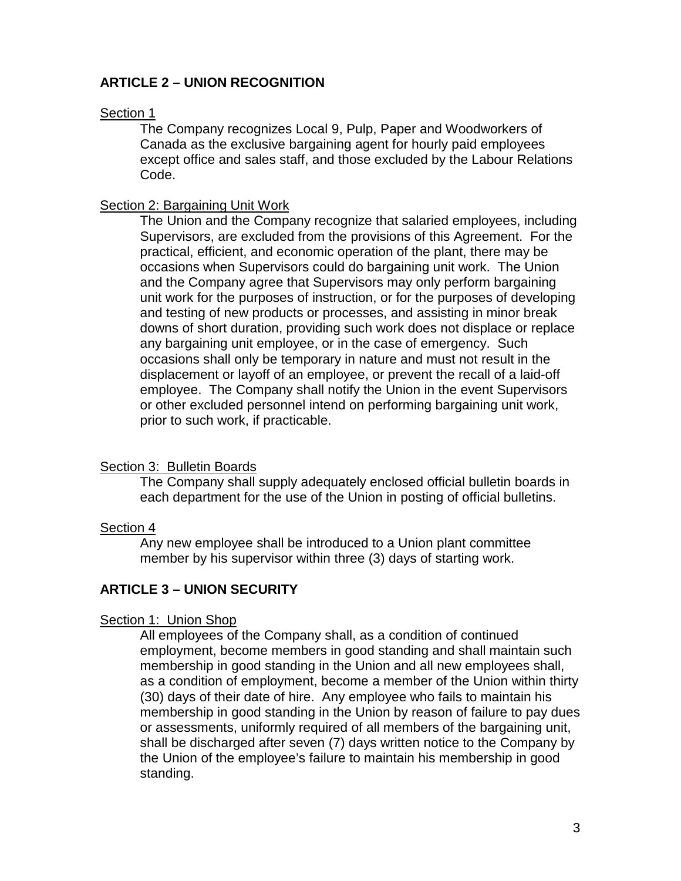## ARTICLE 2 – UNION RECOGNITION

<u>Section 1</u>

The Company recognizes Local 9, Pulp, Paper and Woodworkers of Canada as the exclusive bargaining agent for hourly paid employees except office and sales staff, and those excluded by the Labour Relations Code.

<u>Section 2: Bargaining Unit Work</u>

The Union and the Company recognize that salaried employees, including Supervisors, are excluded from the provisions of this Agreement. For the practical, efficient, and economic operation of the plant, there may be occasions when Supervisors could do bargaining unit work. The Union and the Company agree that Supervisors may only perform bargaining unit work for the purposes of instruction, or for the purposes of developing and testing of new products or processes, and assisting in minor break downs of short duration, providing such work does not displace or replace any bargaining unit employee, or in the case of emergency. Such occasions shall only be temporary in nature and must not result in the displacement or layoff of an employee, or prevent the recall of a laid-off employee. The Company shall notify the Union in the event Supervisors or other excluded personnel intend on performing bargaining unit work, prior to such work, if practicable.

<u>Section 3: Bulletin Boards</u>

The Company shall supply adequately enclosed official bulletin boards in each department for the use of the Union in posting of official bulletins.

<u>Section 4</u>

Any new employee shall be introduced to a Union plant committee member by his supervisor within three (3) days of starting work.

## ARTICLE 3 – UNION SECURITY

<u>Section 1: Union Shop</u>

All employees of the Company shall, as a condition of continued employment, become members in good standing and shall maintain such membership in good standing in the Union and all new employees shall, as a condition of employment, become a member of the Union within thirty (30) days of their date of hire. Any employee who fails to maintain his membership in good standing in the Union by reason of failure to pay dues or assessments, uniformly required of all members of the bargaining unit, shall be discharged after seven (7) days written notice to the Company by the Union of the employee's failure to maintain his membership in good standing.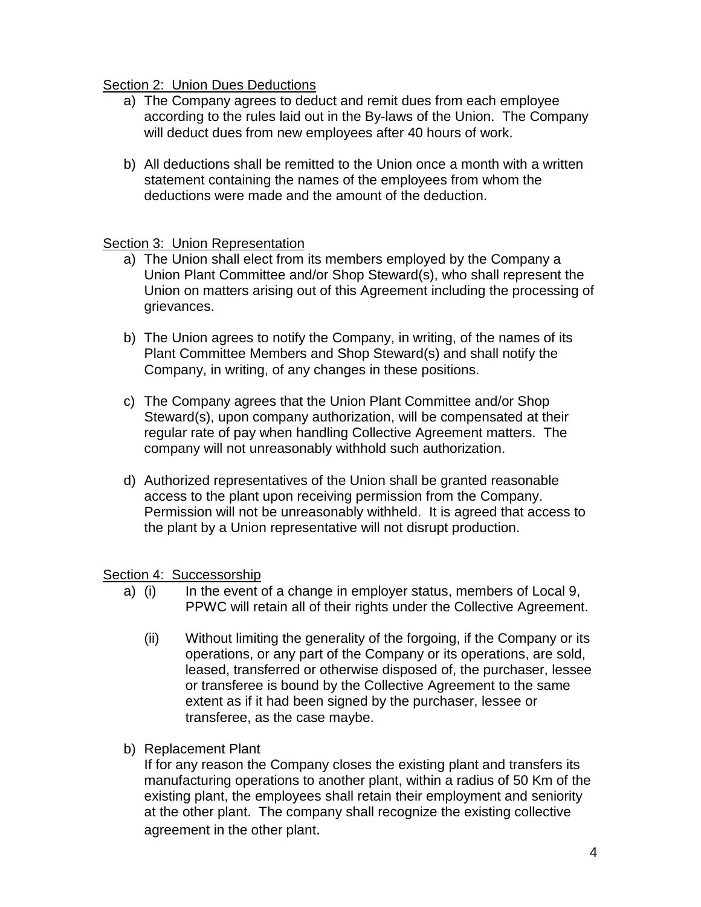Section 2: Union Dues Deductions

a) The Company agrees to deduct and remit dues from each employee according to the rules laid out in the By-laws of the Union. The Company will deduct dues from new employees after 40 hours of work.

b) All deductions shall be remitted to the Union once a month with a written statement containing the names of the employees from whom the deductions were made and the amount of the deduction.

Section 3: Union Representation

a) The Union shall elect from its members employed by the Company a Union Plant Committee and/or Shop Steward(s), who shall represent the Union on matters arising out of this Agreement including the processing of grievances.

b) The Union agrees to notify the Company, in writing, of the names of its Plant Committee Members and Shop Steward(s) and shall notify the Company, in writing, of any changes in these positions.

c) The Company agrees that the Union Plant Committee and/or Shop Steward(s), upon company authorization, will be compensated at their regular rate of pay when handling Collective Agreement matters. The company will not unreasonably withhold such authorization.

d) Authorized representatives of the Union shall be granted reasonable access to the plant upon receiving permission from the Company. Permission will not be unreasonably withheld. It is agreed that access to the plant by a Union representative will not disrupt production.

Section 4: Successorship

a) (i) In the event of a change in employer status, members of Local 9, PPWC will retain all of their rights under the Collective Agreement.

   (ii) Without limiting the generality of the forgoing, if the Company or its operations, or any part of the Company or its operations, are sold, leased, transferred or otherwise disposed of, the purchaser, lessee or transferee is bound by the Collective Agreement to the same extent as if it had been signed by the purchaser, lessee or transferee, as the case maybe.

b) Replacement Plant

   If for any reason the Company closes the existing plant and transfers its manufacturing operations to another plant, within a radius of 50 Km of the existing plant, the employees shall retain their employment and seniority at the other plant. The company shall recognize the existing collective agreement in the other plant.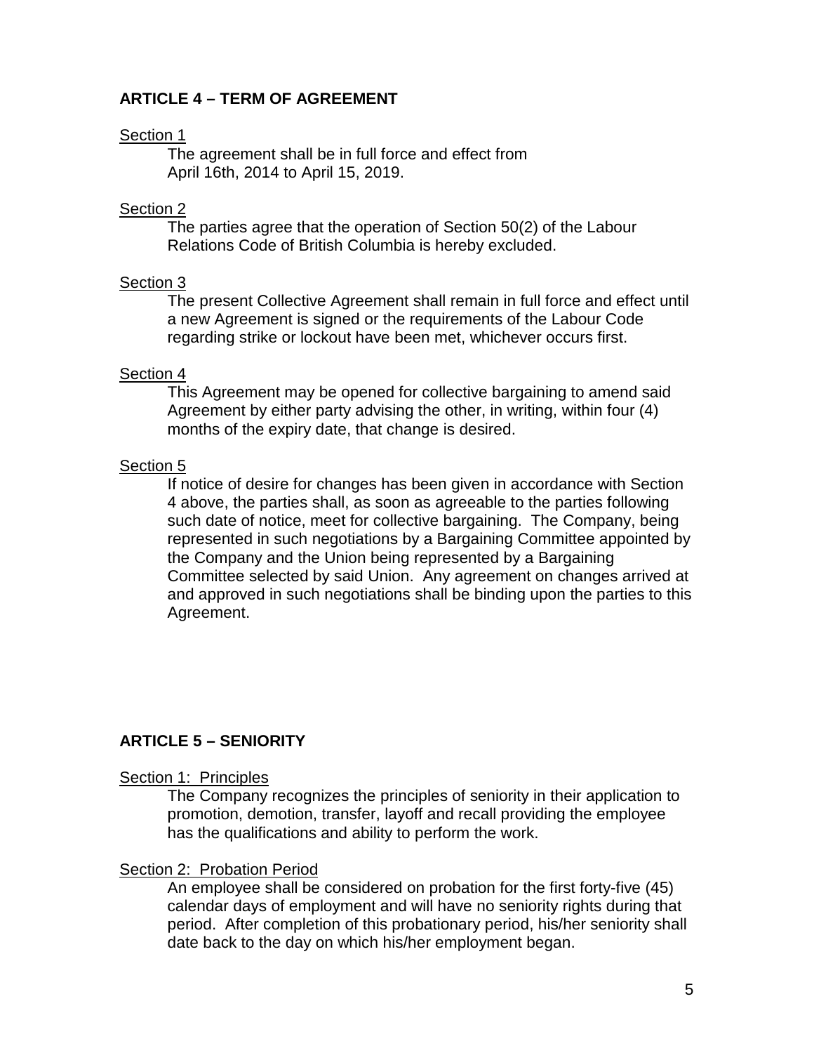## ARTICLE 4 – TERM OF AGREEMENT

Section 1

The agreement shall be in full force and effect from April 16th, 2014 to April 15, 2019.

Section 2

The parties agree that the operation of Section 50(2) of the Labour Relations Code of British Columbia is hereby excluded.

Section 3

The present Collective Agreement shall remain in full force and effect until a new Agreement is signed or the requirements of the Labour Code regarding strike or lockout have been met, whichever occurs first.

Section 4

This Agreement may be opened for collective bargaining to amend said Agreement by either party advising the other, in writing, within four (4) months of the expiry date, that change is desired.

Section 5

If notice of desire for changes has been given in accordance with Section 4 above, the parties shall, as soon as agreeable to the parties following such date of notice, meet for collective bargaining. The Company, being represented in such negotiations by a Bargaining Committee appointed by the Company and the Union being represented by a Bargaining Committee selected by said Union. Any agreement on changes arrived at and approved in such negotiations shall be binding upon the parties to this Agreement.

## ARTICLE 5 – SENIORITY

Section 1: Principles

The Company recognizes the principles of seniority in their application to promotion, demotion, transfer, layoff and recall providing the employee has the qualifications and ability to perform the work.

Section 2: Probation Period

An employee shall be considered on probation for the first forty-five (45) calendar days of employment and will have no seniority rights during that period. After completion of this probationary period, his/her seniority shall date back to the day on which his/her employment began.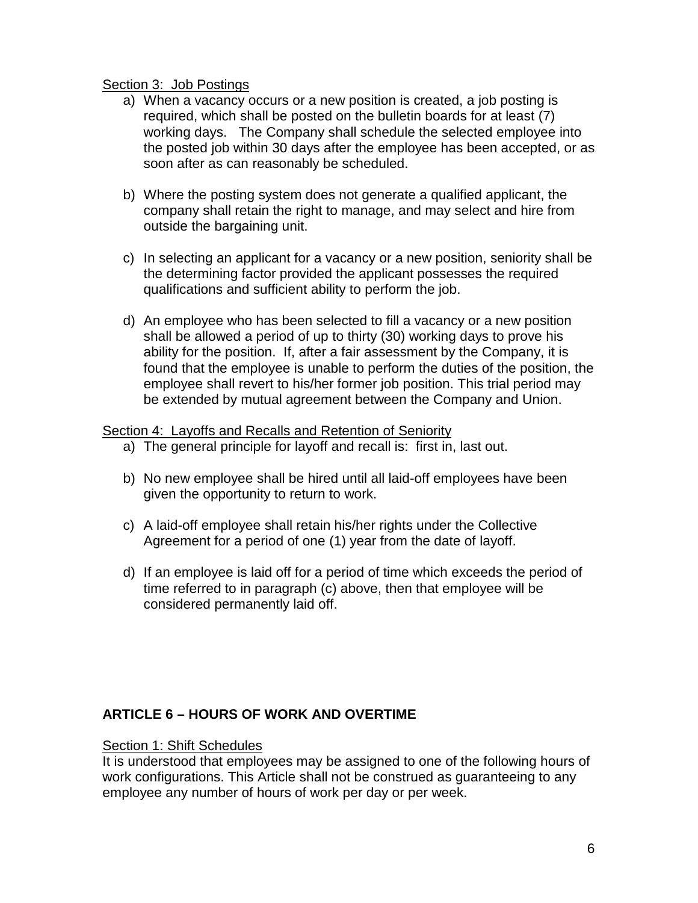Section 3: Job Postings

a) When a vacancy occurs or a new position is created, a job posting is required, which shall be posted on the bulletin boards for at least (7) working days. The Company shall schedule the selected employee into the posted job within 30 days after the employee has been accepted, or as soon after as can reasonably be scheduled.

b) Where the posting system does not generate a qualified applicant, the company shall retain the right to manage, and may select and hire from outside the bargaining unit.

c) In selecting an applicant for a vacancy or a new position, seniority shall be the determining factor provided the applicant possesses the required qualifications and sufficient ability to perform the job.

d) An employee who has been selected to fill a vacancy or a new position shall be allowed a period of up to thirty (30) working days to prove his ability for the position. If, after a fair assessment by the Company, it is found that the employee is unable to perform the duties of the position, the employee shall revert to his/her former job position. This trial period may be extended by mutual agreement between the Company and Union.

Section 4: Layoffs and Recalls and Retention of Seniority

a) The general principle for layoff and recall is: first in, last out.

b) No new employee shall be hired until all laid-off employees have been given the opportunity to return to work.

c) A laid-off employee shall retain his/her rights under the Collective Agreement for a period of one (1) year from the date of layoff.

d) If an employee is laid off for a period of time which exceeds the period of time referred to in paragraph (c) above, then that employee will be considered permanently laid off.

## ARTICLE 6 – HOURS OF WORK AND OVERTIME

Section 1: Shift Schedules

It is understood that employees may be assigned to one of the following hours of work configurations. This Article shall not be construed as guaranteeing to any employee any number of hours of work per day or per week.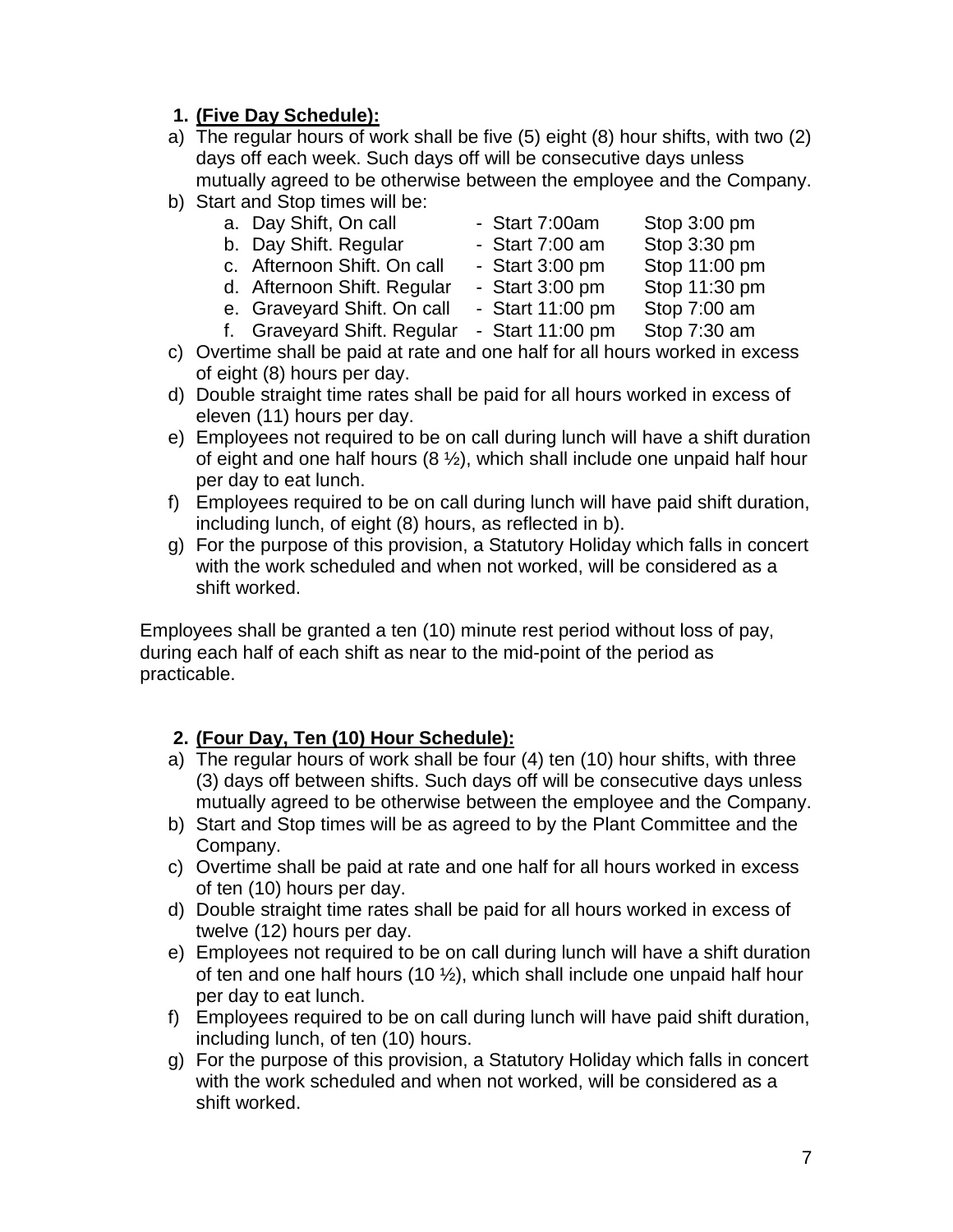1. **(Five Day Schedule):**

a) The regular hours of work shall be five (5) eight (8) hour shifts, with two (2) days off each week. Such days off will be consecutive days unless mutually agreed to be otherwise between the employee and the Company.

b) Start and Stop times will be:

   a. Day Shift, On call - Start 7:00am Stop 3:00 pm
   b. Day Shift. Regular - Start 7:00 am Stop 3:30 pm
   c. Afternoon Shift. On call - Start 3:00 pm Stop 11:00 pm
   d. Afternoon Shift. Regular - Start 3:00 pm Stop 11:30 pm
   e. Graveyard Shift. On call - Start 11:00 pm Stop 7:00 am
   f. Graveyard Shift. Regular - Start 11:00 pm Stop 7:30 am

c) Overtime shall be paid at rate and one half for all hours worked in excess of eight (8) hours per day.

d) Double straight time rates shall be paid for all hours worked in excess of eleven (11) hours per day.

e) Employees not required to be on call during lunch will have a shift duration of eight and one half hours (8 ½), which shall include one unpaid half hour per day to eat lunch.

f) Employees required to be on call during lunch will have paid shift duration, including lunch, of eight (8) hours, as reflected in b).

g) For the purpose of this provision, a Statutory Holiday which falls in concert with the work scheduled and when not worked, will be considered as a shift worked.

Employees shall be granted a ten (10) minute rest period without loss of pay, during each half of each shift as near to the mid-point of the period as practicable.

2. **(Four Day, Ten (10) Hour Schedule):**

a) The regular hours of work shall be four (4) ten (10) hour shifts, with three (3) days off between shifts. Such days off will be consecutive days unless mutually agreed to be otherwise between the employee and the Company.

b) Start and Stop times will be as agreed to by the Plant Committee and the Company.

c) Overtime shall be paid at rate and one half for all hours worked in excess of ten (10) hours per day.

d) Double straight time rates shall be paid for all hours worked in excess of twelve (12) hours per day.

e) Employees not required to be on call during lunch will have a shift duration of ten and one half hours (10 ½), which shall include one unpaid half hour per day to eat lunch.

f) Employees required to be on call during lunch will have paid shift duration, including lunch, of ten (10) hours.

g) For the purpose of this provision, a Statutory Holiday which falls in concert with the work scheduled and when not worked, will be considered as a shift worked.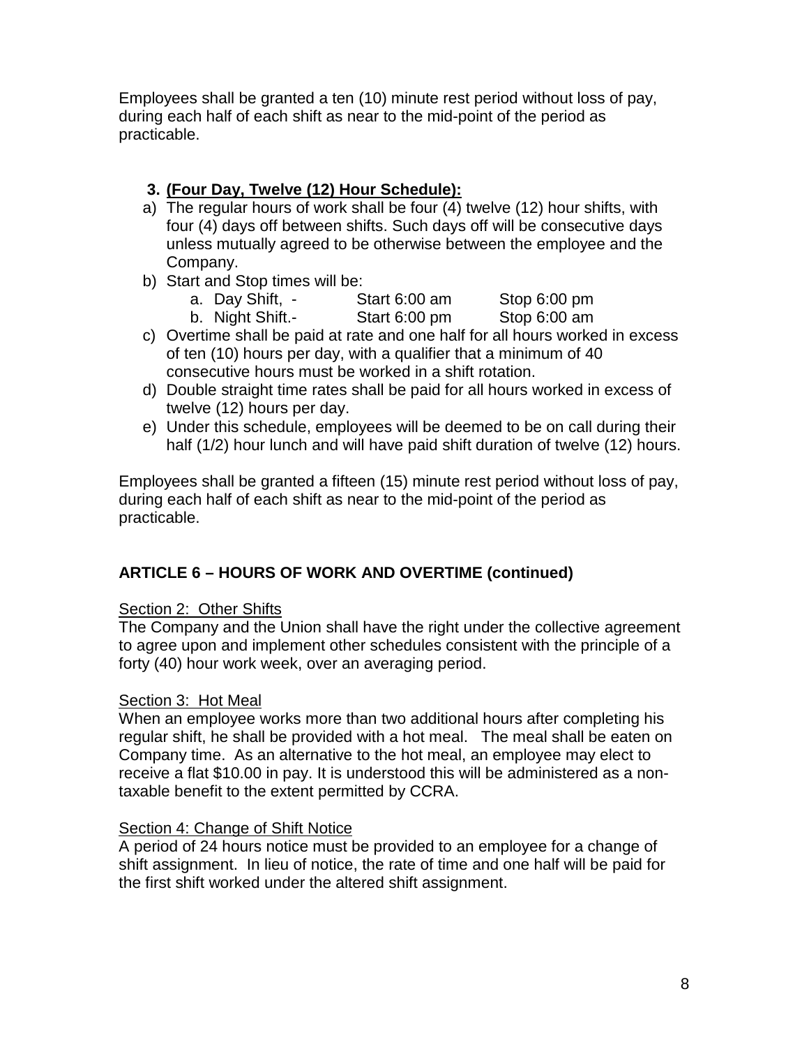Employees shall be granted a ten (10) minute rest period without loss of pay, during each half of each shift as near to the mid-point of the period as practicable.

**3. <u>(Four Day, Twelve (12) Hour Schedule):</u>**

a) The regular hours of work shall be four (4) twelve (12) hour shifts, with four (4) days off between shifts. Such days off will be consecutive days unless mutually agreed to be otherwise between the employee and the Company.

b) Start and Stop times will be:
   a. Day Shift, - Start 6:00 am Stop 6:00 pm
   b. Night Shift.- Start 6:00 pm Stop 6:00 am

c) Overtime shall be paid at rate and one half for all hours worked in excess of ten (10) hours per day, with a qualifier that a minimum of 40 consecutive hours must be worked in a shift rotation.

d) Double straight time rates shall be paid for all hours worked in excess of twelve (12) hours per day.

e) Under this schedule, employees will be deemed to be on call during their half (1/2) hour lunch and will have paid shift duration of twelve (12) hours.

Employees shall be granted a fifteen (15) minute rest period without loss of pay, during each half of each shift as near to the mid-point of the period as practicable.

## ARTICLE 6 – HOURS OF WORK AND OVERTIME (continued)

<u>Section 2: Other Shifts</u>

The Company and the Union shall have the right under the collective agreement to agree upon and implement other schedules consistent with the principle of a forty (40) hour work week, over an averaging period.

<u>Section 3: Hot Meal</u>

When an employee works more than two additional hours after completing his regular shift, he shall be provided with a hot meal. The meal shall be eaten on Company time. As an alternative to the hot meal, an employee may elect to receive a flat $10.00 in pay. It is understood this will be administered as a non-taxable benefit to the extent permitted by CCRA.

<u>Section 4: Change of Shift Notice</u>

A period of 24 hours notice must be provided to an employee for a change of shift assignment. In lieu of notice, the rate of time and one half will be paid for the first shift worked under the altered shift assignment.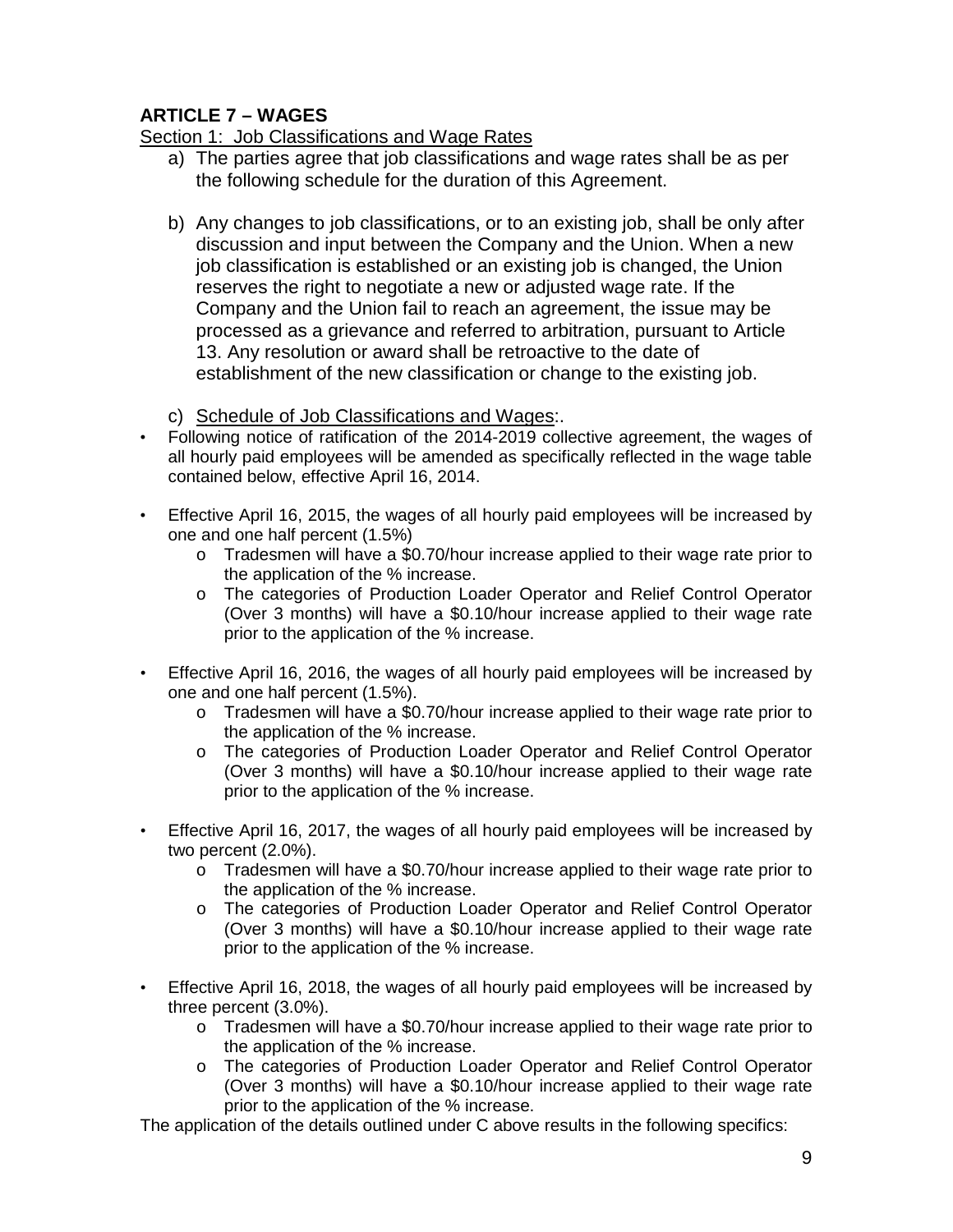## ARTICLE 7 – WAGES

Section 1: Job Classifications and Wage Rates

a) The parties agree that job classifications and wage rates shall be as per the following schedule for the duration of this Agreement.

b) Any changes to job classifications, or to an existing job, shall be only after discussion and input between the Company and the Union. When a new job classification is established or an existing job is changed, the Union reserves the right to negotiate a new or adjusted wage rate. If the Company and the Union fail to reach an agreement, the issue may be processed as a grievance and referred to arbitration, pursuant to Article 13. Any resolution or award shall be retroactive to the date of establishment of the new classification or change to the existing job.

c) Schedule of Job Classifications and Wages:.

- Following notice of ratification of the 2014-2019 collective agreement, the wages of all hourly paid employees will be amended as specifically reflected in the wage table contained below, effective April 16, 2014.

- Effective April 16, 2015, the wages of all hourly paid employees will be increased by one and one half percent (1.5%)
  - Tradesmen will have a $0.70/hour increase applied to their wage rate prior to the application of the % increase.
  - The categories of Production Loader Operator and Relief Control Operator (Over 3 months) will have a $0.10/hour increase applied to their wage rate prior to the application of the % increase.

- Effective April 16, 2016, the wages of all hourly paid employees will be increased by one and one half percent (1.5%).
  - Tradesmen will have a $0.70/hour increase applied to their wage rate prior to the application of the % increase.
  - The categories of Production Loader Operator and Relief Control Operator (Over 3 months) will have a $0.10/hour increase applied to their wage rate prior to the application of the % increase.

- Effective April 16, 2017, the wages of all hourly paid employees will be increased by two percent (2.0%).
  - Tradesmen will have a $0.70/hour increase applied to their wage rate prior to the application of the % increase.
  - The categories of Production Loader Operator and Relief Control Operator (Over 3 months) will have a $0.10/hour increase applied to their wage rate prior to the application of the % increase.

- Effective April 16, 2018, the wages of all hourly paid employees will be increased by three percent (3.0%).
  - Tradesmen will have a $0.70/hour increase applied to their wage rate prior to the application of the % increase.
  - The categories of Production Loader Operator and Relief Control Operator (Over 3 months) will have a $0.10/hour increase applied to their wage rate prior to the application of the % increase.

The application of the details outlined under C above results in the following specifics: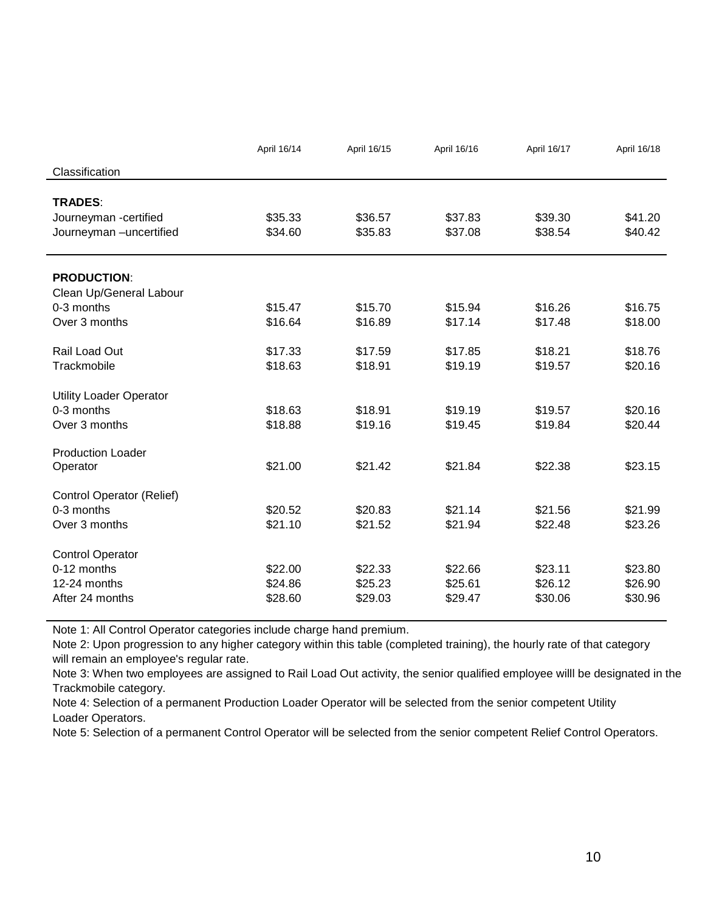| Classification | April 16/14 | April 16/15 | April 16/16 | April 16/17 | April 16/18 |
|---|---|---|---|---|---|
| **TRADES**: | | | | | |
| Journeyman -certified | $35.33 | $36.57 | $37.83 | $39.30 | $41.20 |
| Journeyman –uncertified | $34.60 | $35.83 | $37.08 | $38.54 | $40.42 |
| **PRODUCTION**: | | | | | |
| Clean Up/General Labour | | | | | |
| 0-3 months | $15.47 | $15.70 | $15.94 | $16.26 | $16.75 |
| Over 3 months | $16.64 | $16.89 | $17.14 | $17.48 | $18.00 |
| Rail Load Out | $17.33 | $17.59 | $17.85 | $18.21 | $18.76 |
| Trackmobile | $18.63 | $18.91 | $19.19 | $19.57 | $20.16 |
| Utility Loader Operator | | | | | |
| 0-3 months | $18.63 | $18.91 | $19.19 | $19.57 | $20.16 |
| Over 3 months | $18.88 | $19.16 | $19.45 | $19.84 | $20.44 |
| Production Loader Operator | $21.00 | $21.42 | $21.84 | $22.38 | $23.15 |
| Control Operator (Relief) | | | | | |
| 0-3 months | $20.52 | $20.83 | $21.14 | $21.56 | $21.99 |
| Over 3 months | $21.10 | $21.52 | $21.94 | $22.48 | $23.26 |
| Control Operator | | | | | |
| 0-12 months | $22.00 | $22.33 | $22.66 | $23.11 | $23.80 |
| 12-24 months | $24.86 | $25.23 | $25.61 | $26.12 | $26.90 |
| After 24 months | $28.60 | $29.03 | $29.47 | $30.06 | $30.96 |

Note 1: All Control Operator categories include charge hand premium.

Note 2: Upon progression to any higher category within this table (completed training), the hourly rate of that category will remain an employee's regular rate.

Note 3: When two employees are assigned to Rail Load Out activity, the senior qualified employee willl be designated in the Trackmobile category.

Note 4: Selection of a permanent Production Loader Operator will be selected from the senior competent Utility Loader Operators.

Note 5: Selection of a permanent Control Operator will be selected from the senior competent Relief Control Operators.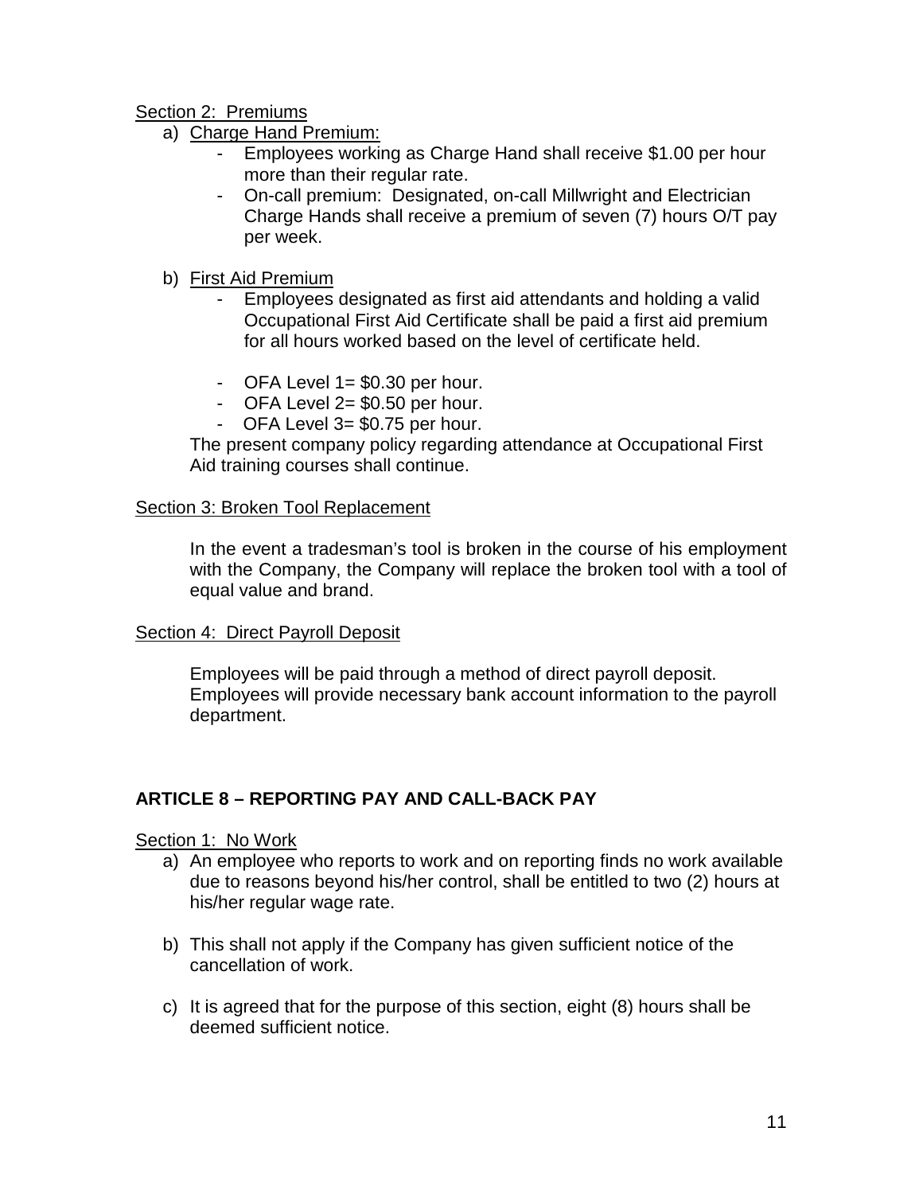Section 2: Premiums

a) Charge Hand Premium:
   - Employees working as Charge Hand shall receive $1.00 per hour more than their regular rate.
   - On-call premium: Designated, on-call Millwright and Electrician Charge Hands shall receive a premium of seven (7) hours O/T pay per week.

b) First Aid Premium
   - Employees designated as first aid attendants and holding a valid Occupational First Aid Certificate shall be paid a first aid premium for all hours worked based on the level of certificate held.

   - OFA Level 1= $0.30 per hour.
   - OFA Level 2= $0.50 per hour.
   - OFA Level 3= $0.75 per hour.

   The present company policy regarding attendance at Occupational First Aid training courses shall continue.

Section 3: Broken Tool Replacement

In the event a tradesman's tool is broken in the course of his employment with the Company, the Company will replace the broken tool with a tool of equal value and brand.

Section 4: Direct Payroll Deposit

Employees will be paid through a method of direct payroll deposit. Employees will provide necessary bank account information to the payroll department.

## ARTICLE 8 – REPORTING PAY AND CALL-BACK PAY

Section 1: No Work

a) An employee who reports to work and on reporting finds no work available due to reasons beyond his/her control, shall be entitled to two (2) hours at his/her regular wage rate.

b) This shall not apply if the Company has given sufficient notice of the cancellation of work.

c) It is agreed that for the purpose of this section, eight (8) hours shall be deemed sufficient notice.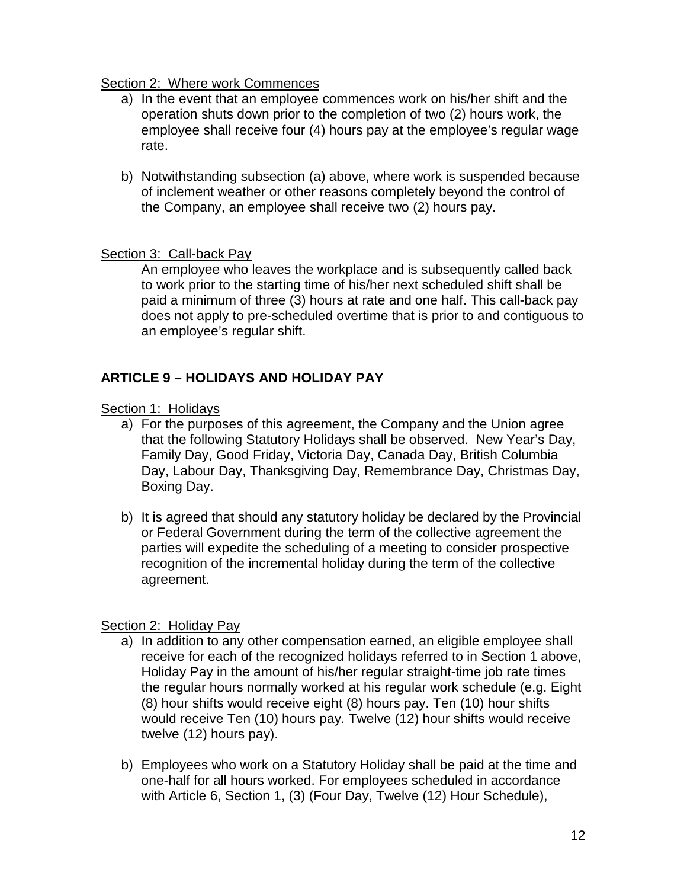Section 2: Where work Commences

a) In the event that an employee commences work on his/her shift and the operation shuts down prior to the completion of two (2) hours work, the employee shall receive four (4) hours pay at the employee's regular wage rate.

b) Notwithstanding subsection (a) above, where work is suspended because of inclement weather or other reasons completely beyond the control of the Company, an employee shall receive two (2) hours pay.

Section 3: Call-back Pay

An employee who leaves the workplace and is subsequently called back to work prior to the starting time of his/her next scheduled shift shall be paid a minimum of three (3) hours at rate and one half. This call-back pay does not apply to pre-scheduled overtime that is prior to and contiguous to an employee's regular shift.

## ARTICLE 9 – HOLIDAYS AND HOLIDAY PAY

Section 1: Holidays

a) For the purposes of this agreement, the Company and the Union agree that the following Statutory Holidays shall be observed. New Year's Day, Family Day, Good Friday, Victoria Day, Canada Day, British Columbia Day, Labour Day, Thanksgiving Day, Remembrance Day, Christmas Day, Boxing Day.

b) It is agreed that should any statutory holiday be declared by the Provincial or Federal Government during the term of the collective agreement the parties will expedite the scheduling of a meeting to consider prospective recognition of the incremental holiday during the term of the collective agreement.

Section 2: Holiday Pay

a) In addition to any other compensation earned, an eligible employee shall receive for each of the recognized holidays referred to in Section 1 above, Holiday Pay in the amount of his/her regular straight-time job rate times the regular hours normally worked at his regular work schedule (e.g. Eight (8) hour shifts would receive eight (8) hours pay. Ten (10) hour shifts would receive Ten (10) hours pay. Twelve (12) hour shifts would receive twelve (12) hours pay).

b) Employees who work on a Statutory Holiday shall be paid at the time and one-half for all hours worked. For employees scheduled in accordance with Article 6, Section 1, (3) (Four Day, Twelve (12) Hour Schedule),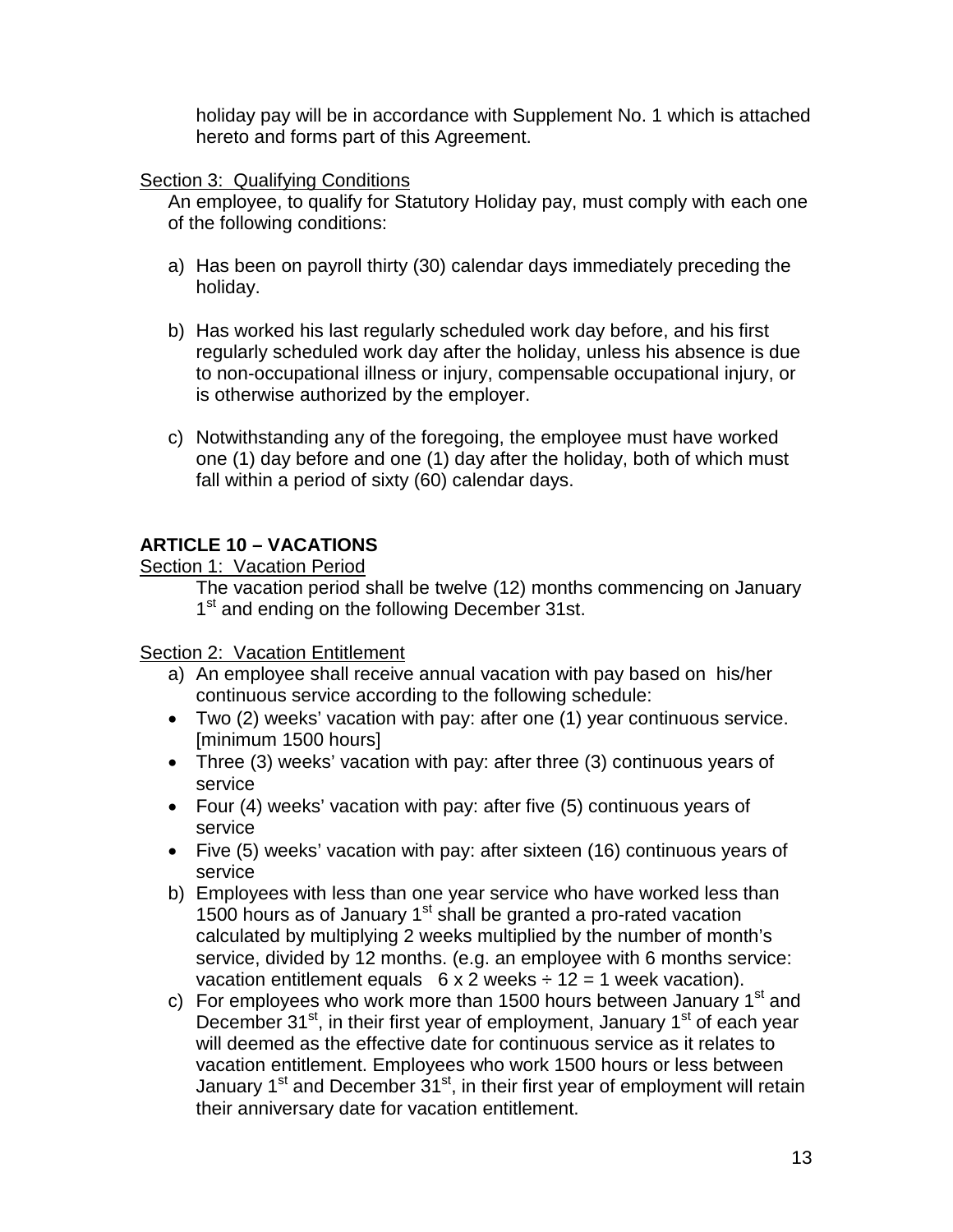holiday pay will be in accordance with Supplement No. 1 which is attached hereto and forms part of this Agreement.

Section 3: Qualifying Conditions

An employee, to qualify for Statutory Holiday pay, must comply with each one of the following conditions:

a) Has been on payroll thirty (30) calendar days immediately preceding the holiday.

b) Has worked his last regularly scheduled work day before, and his first regularly scheduled work day after the holiday, unless his absence is due to non-occupational illness or injury, compensable occupational injury, or is otherwise authorized by the employer.

c) Notwithstanding any of the foregoing, the employee must have worked one (1) day before and one (1) day after the holiday, both of which must fall within a period of sixty (60) calendar days.

## ARTICLE 10 – VACATIONS

Section 1: Vacation Period

The vacation period shall be twelve (12) months commencing on January 1st and ending on the following December 31st.

Section 2: Vacation Entitlement

a) An employee shall receive annual vacation with pay based on his/her continuous service according to the following schedule:
   - Two (2) weeks' vacation with pay: after one (1) year continuous service. [minimum 1500 hours]
   - Three (3) weeks' vacation with pay: after three (3) continuous years of service
   - Four (4) weeks' vacation with pay: after five (5) continuous years of service
   - Five (5) weeks' vacation with pay: after sixteen (16) continuous years of service

b) Employees with less than one year service who have worked less than 1500 hours as of January 1st shall be granted a pro-rated vacation calculated by multiplying 2 weeks multiplied by the number of month's service, divided by 12 months. (e.g. an employee with 6 months service: vacation entitlement equals 6 x 2 weeks ÷ 12 = 1 week vacation).

c) For employees who work more than 1500 hours between January 1st and December 31st, in their first year of employment, January 1st of each year will deemed as the effective date for continuous service as it relates to vacation entitlement. Employees who work 1500 hours or less between January 1st and December 31st, in their first year of employment will retain their anniversary date for vacation entitlement.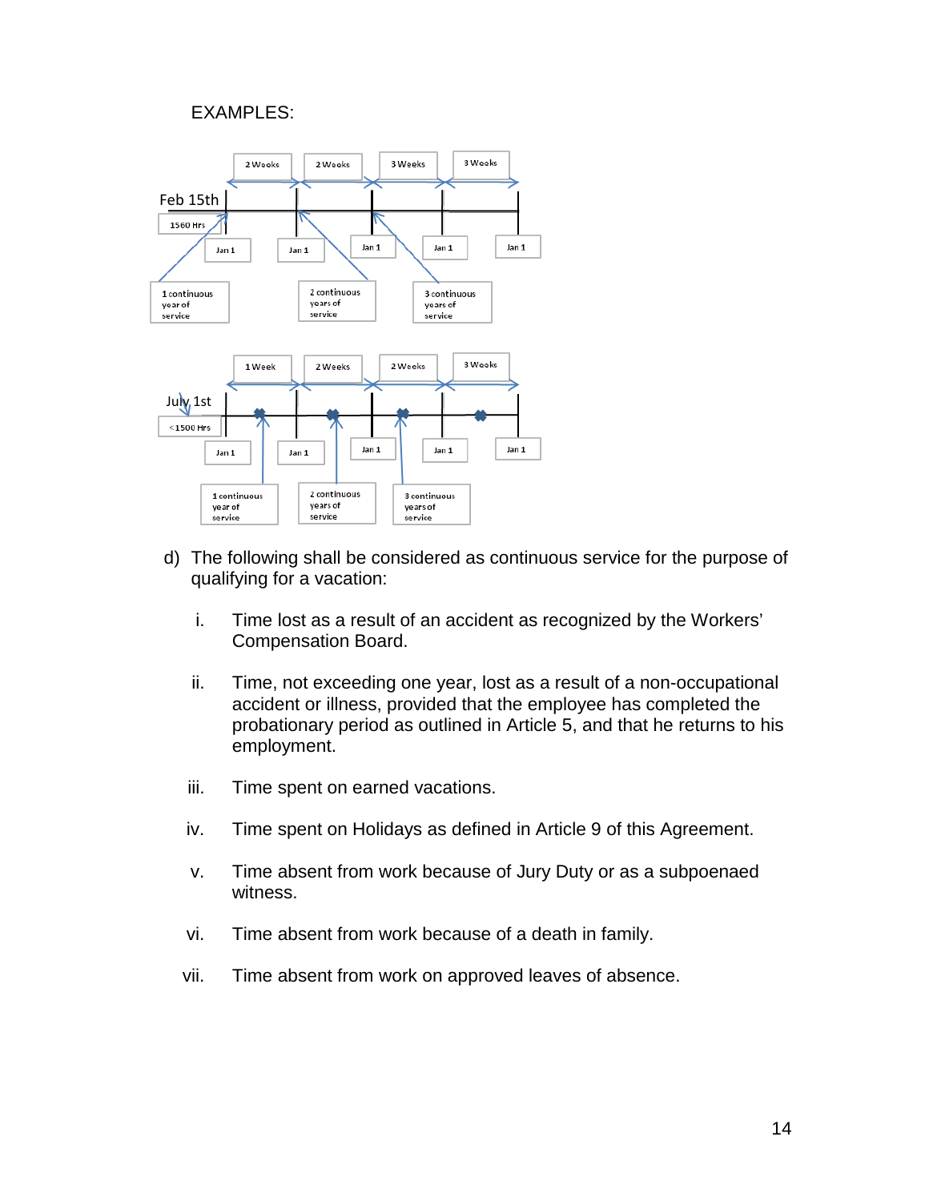EXAMPLES:

2 Weeks | 2 Weeks | 3 Weeks | 3 Weeks

Feb 15th

1560 Hrs

Jan 1 | Jan 1 | Jan 1 | Jan 1 | Jan 1

1 continuous year of service | 2 continuous years of service | 3 continuous years of service

1 Week | 2 Weeks | 2 Weeks | 3 Weeks

July 1st

< 1500 Hrs

Jan 1 | Jan 1 | Jan 1 | Jan 1 | Jan 1

1 continuous year of service | 2 continuous years of service | 3 continuous years of service

d) The following shall be considered as continuous service for the purpose of qualifying for a vacation:

i. Time lost as a result of an accident as recognized by the Workers' Compensation Board.

ii. Time, not exceeding one year, lost as a result of a non-occupational accident or illness, provided that the employee has completed the probationary period as outlined in Article 5, and that he returns to his employment.

iii. Time spent on earned vacations.

iv. Time spent on Holidays as defined in Article 9 of this Agreement.

v. Time absent from work because of Jury Duty or as a subpoenaed witness.

vi. Time absent from work because of a death in family.

vii. Time absent from work on approved leaves of absence.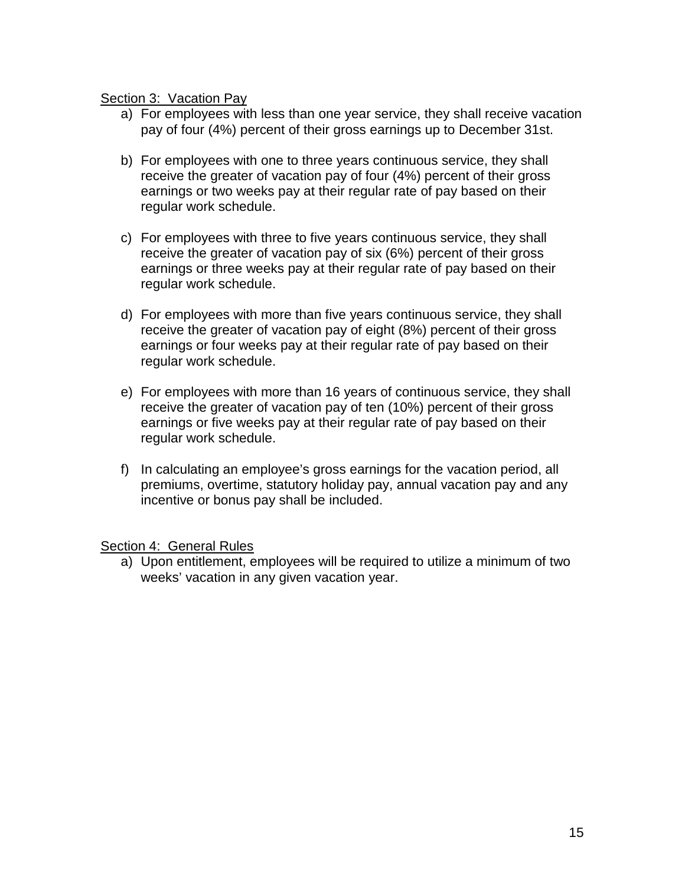Section 3: Vacation Pay

a) For employees with less than one year service, they shall receive vacation pay of four (4%) percent of their gross earnings up to December 31st.

b) For employees with one to three years continuous service, they shall receive the greater of vacation pay of four (4%) percent of their gross earnings or two weeks pay at their regular rate of pay based on their regular work schedule.

c) For employees with three to five years continuous service, they shall receive the greater of vacation pay of six (6%) percent of their gross earnings or three weeks pay at their regular rate of pay based on their regular work schedule.

d) For employees with more than five years continuous service, they shall receive the greater of vacation pay of eight (8%) percent of their gross earnings or four weeks pay at their regular rate of pay based on their regular work schedule.

e) For employees with more than 16 years of continuous service, they shall receive the greater of vacation pay of ten (10%) percent of their gross earnings or five weeks pay at their regular rate of pay based on their regular work schedule.

f) In calculating an employee's gross earnings for the vacation period, all premiums, overtime, statutory holiday pay, annual vacation pay and any incentive or bonus pay shall be included.

Section 4: General Rules

a) Upon entitlement, employees will be required to utilize a minimum of two weeks' vacation in any given vacation year.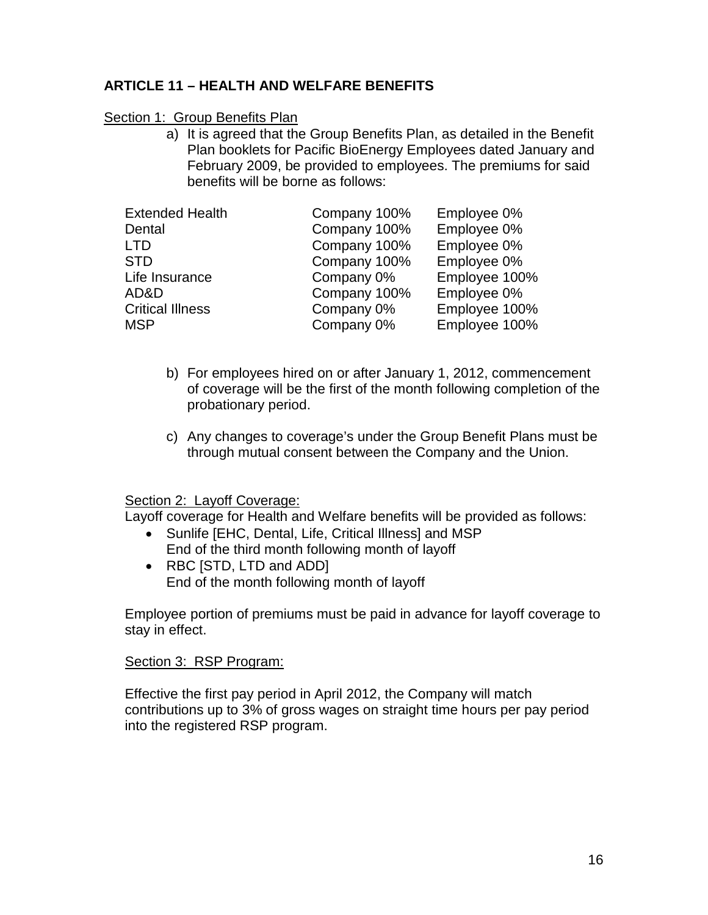## ARTICLE 11 – HEALTH AND WELFARE BENEFITS

Section 1: Group Benefits Plan

a) It is agreed that the Group Benefits Plan, as detailed in the Benefit Plan booklets for Pacific BioEnergy Employees dated January and February 2009, be provided to employees. The premiums for said benefits will be borne as follows:

| | | |
|---|---|---|
| Extended Health | Company 100% | Employee 0% |
| Dental | Company 100% | Employee 0% |
| LTD | Company 100% | Employee 0% |
| STD | Company 100% | Employee 0% |
| Life Insurance | Company 0% | Employee 100% |
| AD&D | Company 100% | Employee 0% |
| Critical Illness | Company 0% | Employee 100% |
| MSP | Company 0% | Employee 100% |

b) For employees hired on or after January 1, 2012, commencement of coverage will be the first of the month following completion of the probationary period.

c) Any changes to coverage's under the Group Benefit Plans must be through mutual consent between the Company and the Union.

Section 2: Layoff Coverage:

Layoff coverage for Health and Welfare benefits will be provided as follows:

- Sunlife [EHC, Dental, Life, Critical Illness] and MSP
  End of the third month following month of layoff
- RBC [STD, LTD and ADD]
  End of the month following month of layoff

Employee portion of premiums must be paid in advance for layoff coverage to stay in effect.

Section 3: RSP Program:

Effective the first pay period in April 2012, the Company will match contributions up to 3% of gross wages on straight time hours per pay period into the registered RSP program.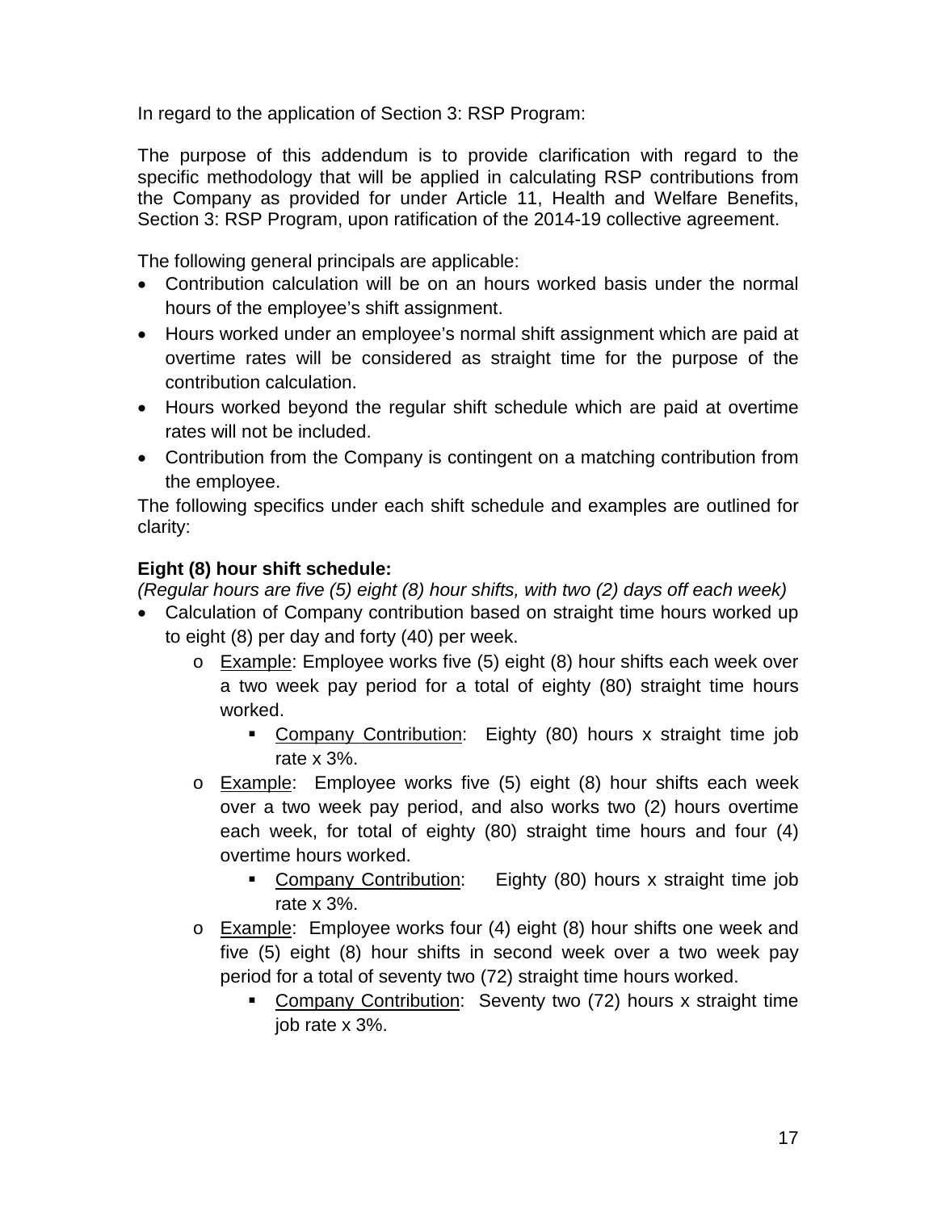In regard to the application of Section 3: RSP Program:

The purpose of this addendum is to provide clarification with regard to the specific methodology that will be applied in calculating RSP contributions from the Company as provided for under Article 11, Health and Welfare Benefits, Section 3: RSP Program, upon ratification of the 2014-19 collective agreement.

The following general principals are applicable:

- Contribution calculation will be on an hours worked basis under the normal hours of the employee's shift assignment.
- Hours worked under an employee's normal shift assignment which are paid at overtime rates will be considered as straight time for the purpose of the contribution calculation.
- Hours worked beyond the regular shift schedule which are paid at overtime rates will not be included.
- Contribution from the Company is contingent on a matching contribution from the employee.

The following specifics under each shift schedule and examples are outlined for clarity:

**Eight (8) hour shift schedule:**

*(Regular hours are five (5) eight (8) hour shifts, with two (2) days off each week)*

- Calculation of Company contribution based on straight time hours worked up to eight (8) per day and forty (40) per week.
  - Example: Employee works five (5) eight (8) hour shifts each week over a two week pay period for a total of eighty (80) straight time hours worked.
    - Company Contribution: Eighty (80) hours x straight time job rate x 3%.
  - Example: Employee works five (5) eight (8) hour shifts each week over a two week pay period, and also works two (2) hours overtime each week, for total of eighty (80) straight time hours and four (4) overtime hours worked.
    - Company Contribution: Eighty (80) hours x straight time job rate x 3%.
  - Example: Employee works four (4) eight (8) hour shifts one week and five (5) eight (8) hour shifts in second week over a two week pay period for a total of seventy two (72) straight time hours worked.
    - Company Contribution: Seventy two (72) hours x straight time job rate x 3%.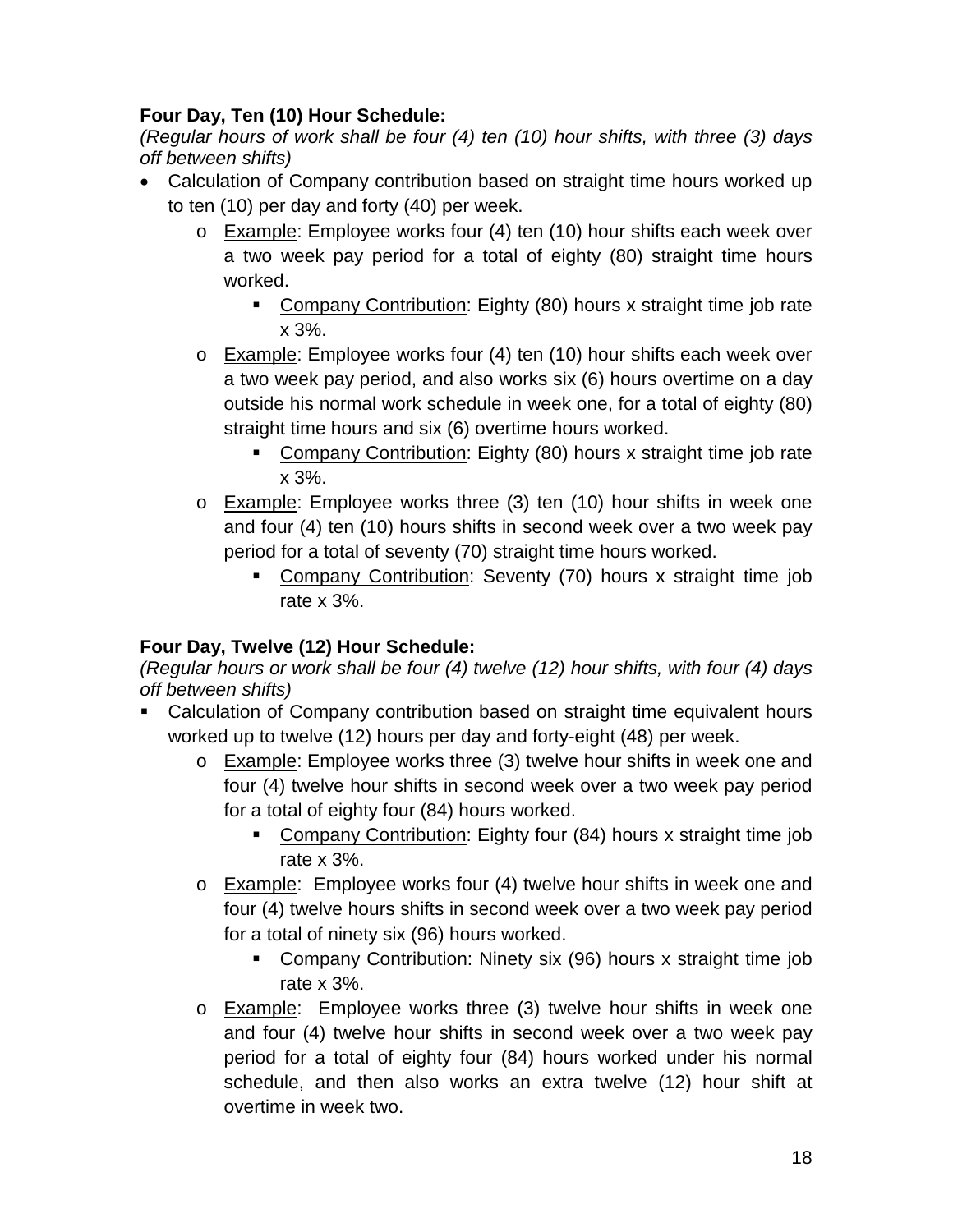**Four Day, Ten (10) Hour Schedule:**

*(Regular hours of work shall be four (4) ten (10) hour shifts, with three (3) days off between shifts)*

- Calculation of Company contribution based on straight time hours worked up to ten (10) per day and forty (40) per week.
  - Example: Employee works four (4) ten (10) hour shifts each week over a two week pay period for a total of eighty (80) straight time hours worked.
    - Company Contribution: Eighty (80) hours x straight time job rate x 3%.
  - Example: Employee works four (4) ten (10) hour shifts each week over a two week pay period, and also works six (6) hours overtime on a day outside his normal work schedule in week one, for a total of eighty (80) straight time hours and six (6) overtime hours worked.
    - Company Contribution: Eighty (80) hours x straight time job rate x 3%.
  - Example: Employee works three (3) ten (10) hour shifts in week one and four (4) ten (10) hours shifts in second week over a two week pay period for a total of seventy (70) straight time hours worked.
    - Company Contribution: Seventy (70) hours x straight time job rate x 3%.

**Four Day, Twelve (12) Hour Schedule:**

*(Regular hours or work shall be four (4) twelve (12) hour shifts, with four (4) days off between shifts)*

- Calculation of Company contribution based on straight time equivalent hours worked up to twelve (12) hours per day and forty-eight (48) per week.
  - Example: Employee works three (3) twelve hour shifts in week one and four (4) twelve hour shifts in second week over a two week pay period for a total of eighty four (84) hours worked.
    - Company Contribution: Eighty four (84) hours x straight time job rate x 3%.
  - Example: Employee works four (4) twelve hour shifts in week one and four (4) twelve hours shifts in second week over a two week pay period for a total of ninety six (96) hours worked.
    - Company Contribution: Ninety six (96) hours x straight time job rate x 3%.
  - Example: Employee works three (3) twelve hour shifts in week one and four (4) twelve hour shifts in second week over a two week pay period for a total of eighty four (84) hours worked under his normal schedule, and then also works an extra twelve (12) hour shift at overtime in week two.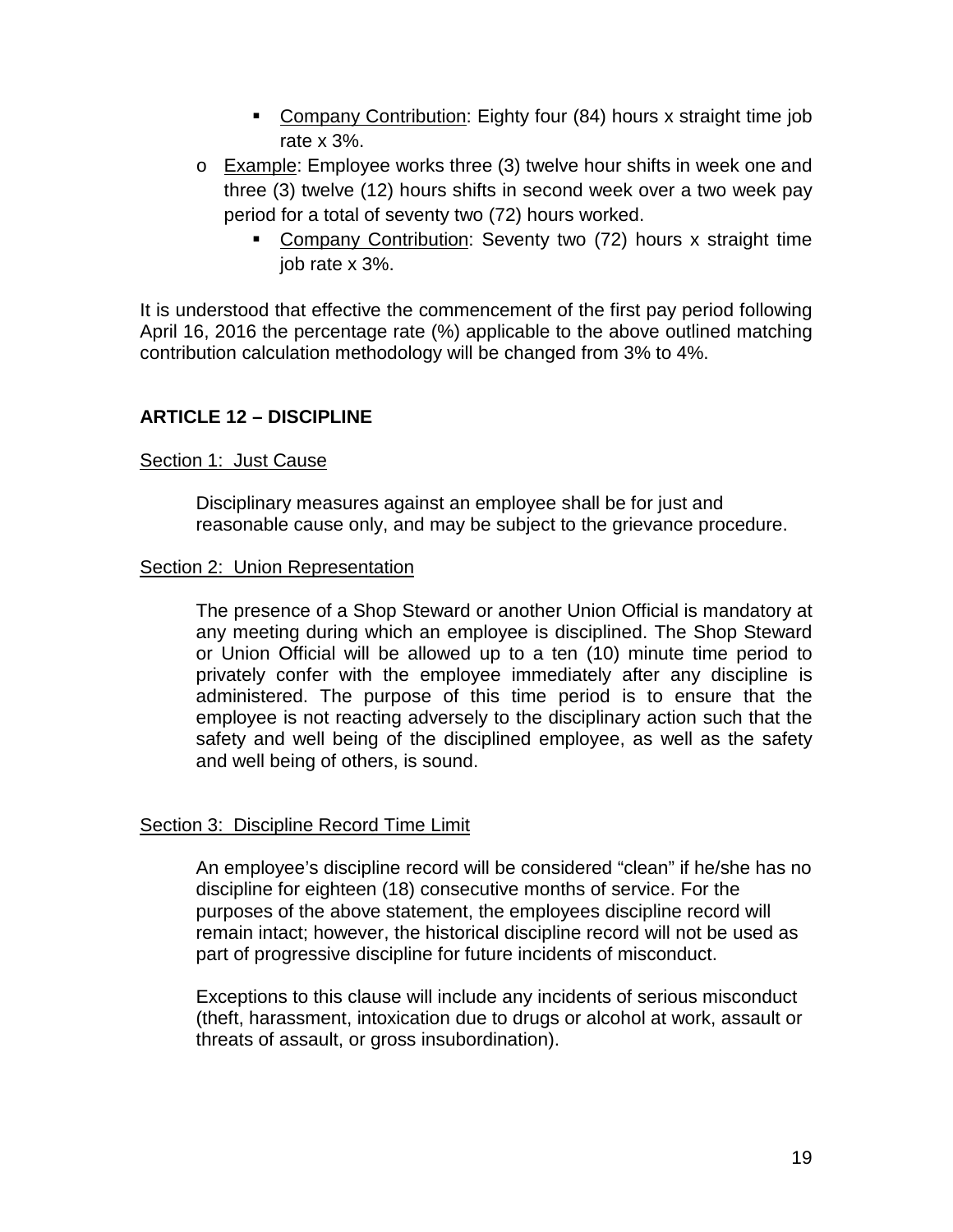- Company Contribution: Eighty four (84) hours x straight time job rate x 3%.
- Example: Employee works three (3) twelve hour shifts in week one and three (3) twelve (12) hours shifts in second week over a two week pay period for a total of seventy two (72) hours worked.
    - Company Contribution: Seventy two (72) hours x straight time job rate x 3%.

It is understood that effective the commencement of the first pay period following April 16, 2016 the percentage rate (%) applicable to the above outlined matching contribution calculation methodology will be changed from 3% to 4%.

## ARTICLE 12 – DISCIPLINE

### Section 1: Just Cause

Disciplinary measures against an employee shall be for just and reasonable cause only, and may be subject to the grievance procedure.

### Section 2: Union Representation

The presence of a Shop Steward or another Union Official is mandatory at any meeting during which an employee is disciplined. The Shop Steward or Union Official will be allowed up to a ten (10) minute time period to privately confer with the employee immediately after any discipline is administered. The purpose of this time period is to ensure that the employee is not reacting adversely to the disciplinary action such that the safety and well being of the disciplined employee, as well as the safety and well being of others, is sound.

### Section 3: Discipline Record Time Limit

An employee's discipline record will be considered "clean" if he/she has no discipline for eighteen (18) consecutive months of service. For the purposes of the above statement, the employees discipline record will remain intact; however, the historical discipline record will not be used as part of progressive discipline for future incidents of misconduct.

Exceptions to this clause will include any incidents of serious misconduct (theft, harassment, intoxication due to drugs or alcohol at work, assault or threats of assault, or gross insubordination).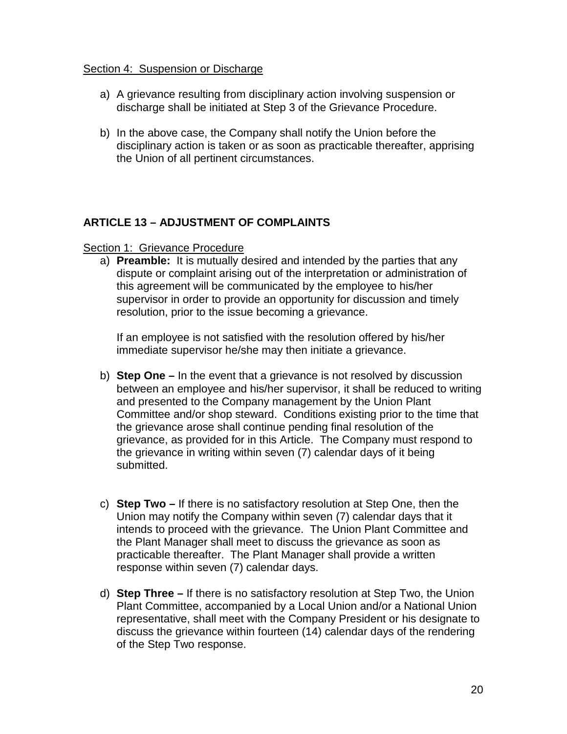Section 4: Suspension or Discharge

a) A grievance resulting from disciplinary action involving suspension or discharge shall be initiated at Step 3 of the Grievance Procedure.

b) In the above case, the Company shall notify the Union before the disciplinary action is taken or as soon as practicable thereafter, apprising the Union of all pertinent circumstances.

## ARTICLE 13 – ADJUSTMENT OF COMPLAINTS

Section 1: Grievance Procedure

a) **Preamble:** It is mutually desired and intended by the parties that any dispute or complaint arising out of the interpretation or administration of this agreement will be communicated by the employee to his/her supervisor in order to provide an opportunity for discussion and timely resolution, prior to the issue becoming a grievance.

   If an employee is not satisfied with the resolution offered by his/her immediate supervisor he/she may then initiate a grievance.

b) **Step One –** In the event that a grievance is not resolved by discussion between an employee and his/her supervisor, it shall be reduced to writing and presented to the Company management by the Union Plant Committee and/or shop steward. Conditions existing prior to the time that the grievance arose shall continue pending final resolution of the grievance, as provided for in this Article. The Company must respond to the grievance in writing within seven (7) calendar days of it being submitted.

c) **Step Two –** If there is no satisfactory resolution at Step One, then the Union may notify the Company within seven (7) calendar days that it intends to proceed with the grievance. The Union Plant Committee and the Plant Manager shall meet to discuss the grievance as soon as practicable thereafter. The Plant Manager shall provide a written response within seven (7) calendar days.

d) **Step Three –** If there is no satisfactory resolution at Step Two, the Union Plant Committee, accompanied by a Local Union and/or a National Union representative, shall meet with the Company President or his designate to discuss the grievance within fourteen (14) calendar days of the rendering of the Step Two response.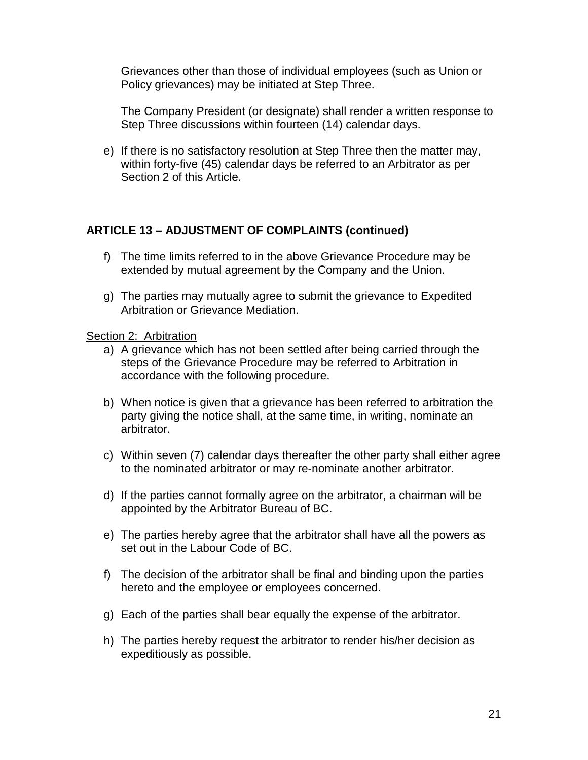Grievances other than those of individual employees (such as Union or Policy grievances) may be initiated at Step Three.

The Company President (or designate) shall render a written response to Step Three discussions within fourteen (14) calendar days.

e) If there is no satisfactory resolution at Step Three then the matter may, within forty-five (45) calendar days be referred to an Arbitrator as per Section 2 of this Article.

## ARTICLE 13 – ADJUSTMENT OF COMPLAINTS (continued)

f) The time limits referred to in the above Grievance Procedure may be extended by mutual agreement by the Company and the Union.

g) The parties may mutually agree to submit the grievance to Expedited Arbitration or Grievance Mediation.

<u>Section 2: Arbitration</u>

a) A grievance which has not been settled after being carried through the steps of the Grievance Procedure may be referred to Arbitration in accordance with the following procedure.

b) When notice is given that a grievance has been referred to arbitration the party giving the notice shall, at the same time, in writing, nominate an arbitrator.

c) Within seven (7) calendar days thereafter the other party shall either agree to the nominated arbitrator or may re-nominate another arbitrator.

d) If the parties cannot formally agree on the arbitrator, a chairman will be appointed by the Arbitrator Bureau of BC.

e) The parties hereby agree that the arbitrator shall have all the powers as set out in the Labour Code of BC.

f) The decision of the arbitrator shall be final and binding upon the parties hereto and the employee or employees concerned.

g) Each of the parties shall bear equally the expense of the arbitrator.

h) The parties hereby request the arbitrator to render his/her decision as expeditiously as possible.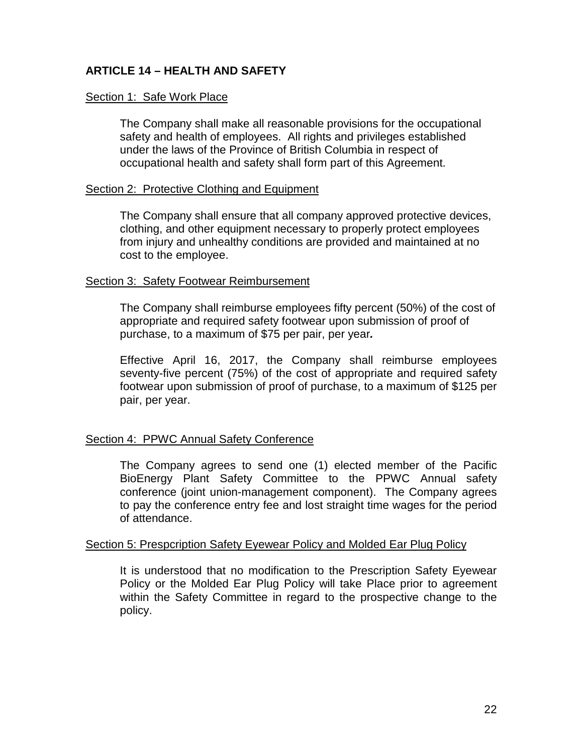## ARTICLE 14 – HEALTH AND SAFETY

<u>Section 1: Safe Work Place</u>

The Company shall make all reasonable provisions for the occupational safety and health of employees. All rights and privileges established under the laws of the Province of British Columbia in respect of occupational health and safety shall form part of this Agreement.

<u>Section 2: Protective Clothing and Equipment</u>

The Company shall ensure that all company approved protective devices, clothing, and other equipment necessary to properly protect employees from injury and unhealthy conditions are provided and maintained at no cost to the employee.

<u>Section 3: Safety Footwear Reimbursement</u>

The Company shall reimburse employees fifty percent (50%) of the cost of appropriate and required safety footwear upon submission of proof of purchase, to a maximum of $75 per pair, per year.

Effective April 16, 2017, the Company shall reimburse employees seventy-five percent (75%) of the cost of appropriate and required safety footwear upon submission of proof of purchase, to a maximum of $125 per pair, per year.

<u>Section 4: PPWC Annual Safety Conference</u>

The Company agrees to send one (1) elected member of the Pacific BioEnergy Plant Safety Committee to the PPWC Annual safety conference (joint union-management component). The Company agrees to pay the conference entry fee and lost straight time wages for the period of attendance.

<u>Section 5: Prespcription Safety Eyewear Policy and Molded Ear Plug Policy</u>

It is understood that no modification to the Prescription Safety Eyewear Policy or the Molded Ear Plug Policy will take Place prior to agreement within the Safety Committee in regard to the prospective change to the policy.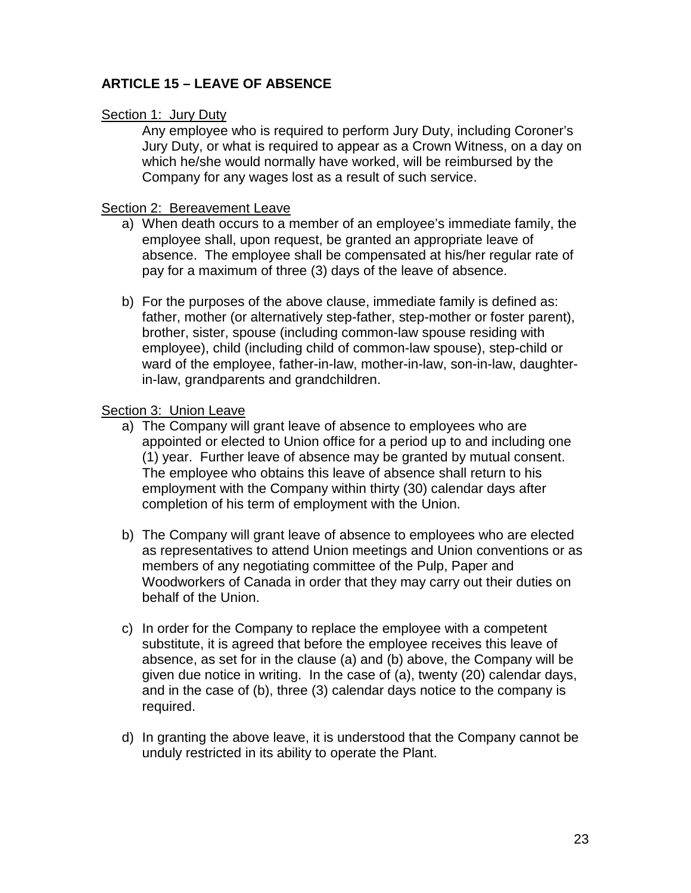## ARTICLE 15 – LEAVE OF ABSENCE

<u>Section 1: Jury Duty</u>

Any employee who is required to perform Jury Duty, including Coroner's Jury Duty, or what is required to appear as a Crown Witness, on a day on which he/she would normally have worked, will be reimbursed by the Company for any wages lost as a result of such service.

<u>Section 2: Bereavement Leave</u>

a) When death occurs to a member of an employee's immediate family, the employee shall, upon request, be granted an appropriate leave of absence. The employee shall be compensated at his/her regular rate of pay for a maximum of three (3) days of the leave of absence.

b) For the purposes of the above clause, immediate family is defined as: father, mother (or alternatively step-father, step-mother or foster parent), brother, sister, spouse (including common-law spouse residing with employee), child (including child of common-law spouse), step-child or ward of the employee, father-in-law, mother-in-law, son-in-law, daughter-in-law, grandparents and grandchildren.

<u>Section 3: Union Leave</u>

a) The Company will grant leave of absence to employees who are appointed or elected to Union office for a period up to and including one (1) year. Further leave of absence may be granted by mutual consent. The employee who obtains this leave of absence shall return to his employment with the Company within thirty (30) calendar days after completion of his term of employment with the Union.

b) The Company will grant leave of absence to employees who are elected as representatives to attend Union meetings and Union conventions or as members of any negotiating committee of the Pulp, Paper and Woodworkers of Canada in order that they may carry out their duties on behalf of the Union.

c) In order for the Company to replace the employee with a competent substitute, it is agreed that before the employee receives this leave of absence, as set for in the clause (a) and (b) above, the Company will be given due notice in writing. In the case of (a), twenty (20) calendar days, and in the case of (b), three (3) calendar days notice to the company is required.

d) In granting the above leave, it is understood that the Company cannot be unduly restricted in its ability to operate the Plant.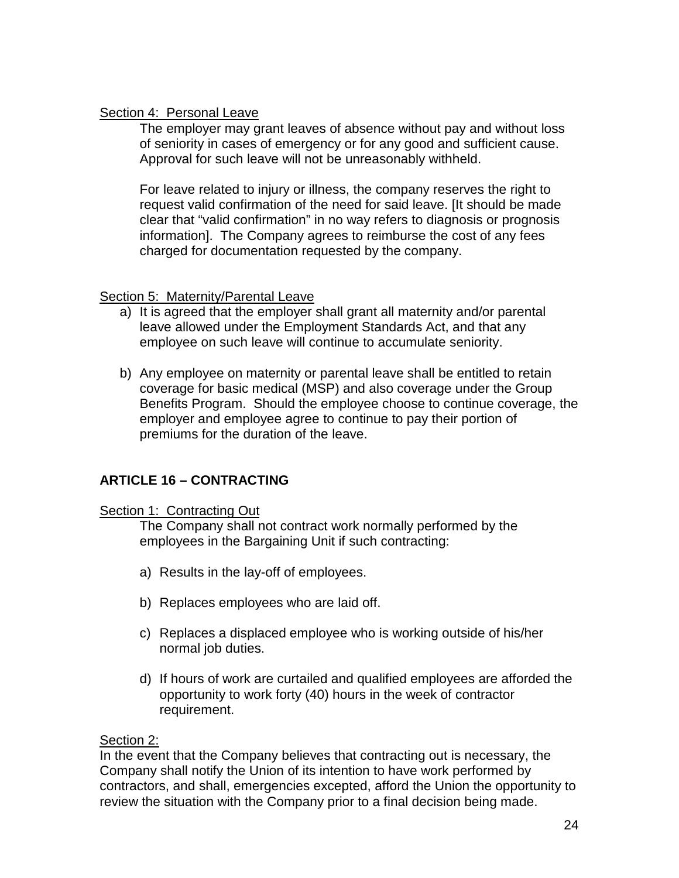Section 4: Personal Leave

The employer may grant leaves of absence without pay and without loss of seniority in cases of emergency or for any good and sufficient cause. Approval for such leave will not be unreasonably withheld.

For leave related to injury or illness, the company reserves the right to request valid confirmation of the need for said leave. [It should be made clear that "valid confirmation" in no way refers to diagnosis or prognosis information]. The Company agrees to reimburse the cost of any fees charged for documentation requested by the company.

Section 5: Maternity/Parental Leave

a) It is agreed that the employer shall grant all maternity and/or parental leave allowed under the Employment Standards Act, and that any employee on such leave will continue to accumulate seniority.

b) Any employee on maternity or parental leave shall be entitled to retain coverage for basic medical (MSP) and also coverage under the Group Benefits Program. Should the employee choose to continue coverage, the employer and employee agree to continue to pay their portion of premiums for the duration of the leave.

## ARTICLE 16 – CONTRACTING

Section 1: Contracting Out

The Company shall not contract work normally performed by the employees in the Bargaining Unit if such contracting:

a) Results in the lay-off of employees.

b) Replaces employees who are laid off.

c) Replaces a displaced employee who is working outside of his/her normal job duties.

d) If hours of work are curtailed and qualified employees are afforded the opportunity to work forty (40) hours in the week of contractor requirement.

Section 2:

In the event that the Company believes that contracting out is necessary, the Company shall notify the Union of its intention to have work performed by contractors, and shall, emergencies excepted, afford the Union the opportunity to review the situation with the Company prior to a final decision being made.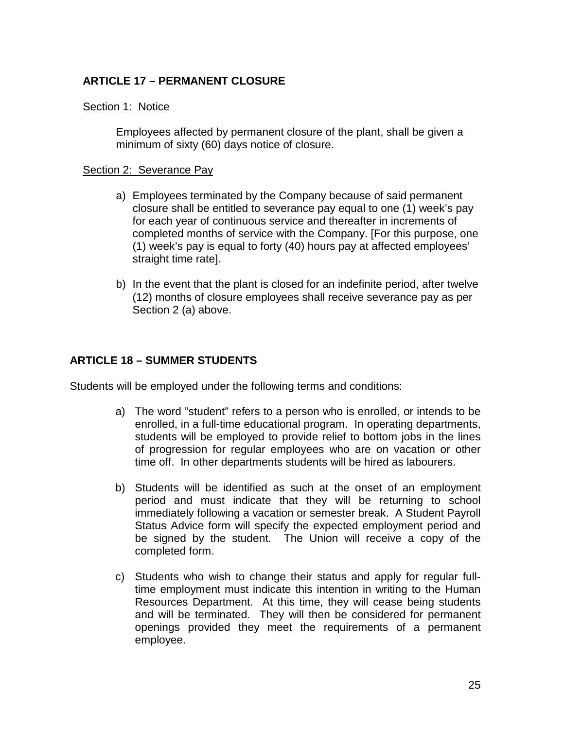## ARTICLE 17 – PERMANENT CLOSURE

Section 1: Notice

Employees affected by permanent closure of the plant, shall be given a minimum of sixty (60) days notice of closure.

Section 2: Severance Pay

a) Employees terminated by the Company because of said permanent closure shall be entitled to severance pay equal to one (1) week's pay for each year of continuous service and thereafter in increments of completed months of service with the Company. [For this purpose, one (1) week's pay is equal to forty (40) hours pay at affected employees' straight time rate].

b) In the event that the plant is closed for an indefinite period, after twelve (12) months of closure employees shall receive severance pay as per Section 2 (a) above.

## ARTICLE 18 – SUMMER STUDENTS

Students will be employed under the following terms and conditions:

a) The word "student" refers to a person who is enrolled, or intends to be enrolled, in a full-time educational program. In operating departments, students will be employed to provide relief to bottom jobs in the lines of progression for regular employees who are on vacation or other time off. In other departments students will be hired as labourers.

b) Students will be identified as such at the onset of an employment period and must indicate that they will be returning to school immediately following a vacation or semester break. A Student Payroll Status Advice form will specify the expected employment period and be signed by the student. The Union will receive a copy of the completed form.

c) Students who wish to change their status and apply for regular full-time employment must indicate this intention in writing to the Human Resources Department. At this time, they will cease being students and will be terminated. They will then be considered for permanent openings provided they meet the requirements of a permanent employee.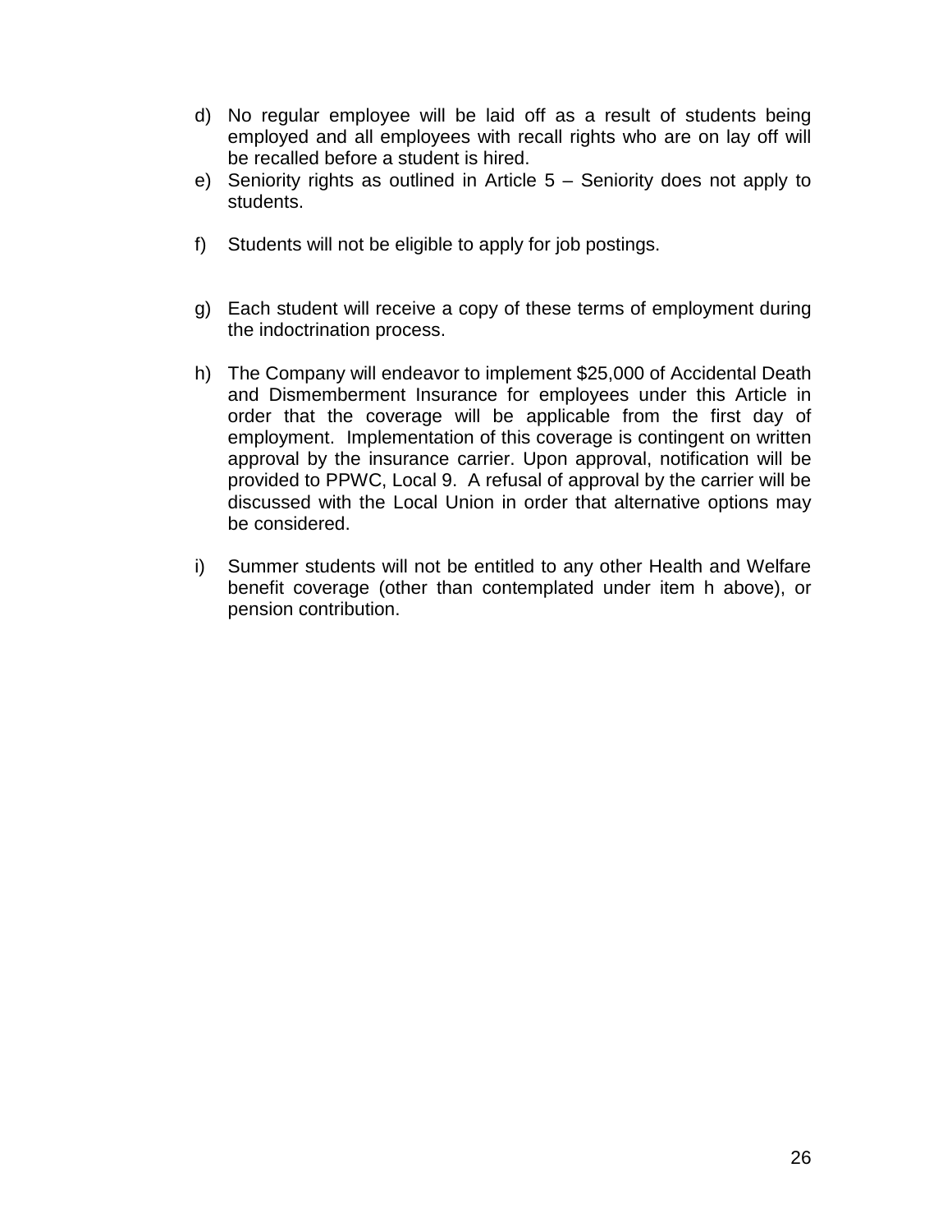d) No regular employee will be laid off as a result of students being employed and all employees with recall rights who are on lay off will be recalled before a student is hired.

e) Seniority rights as outlined in Article 5 – Seniority does not apply to students.

f) Students will not be eligible to apply for job postings.

g) Each student will receive a copy of these terms of employment during the indoctrination process.

h) The Company will endeavor to implement $25,000 of Accidental Death and Dismemberment Insurance for employees under this Article in order that the coverage will be applicable from the first day of employment. Implementation of this coverage is contingent on written approval by the insurance carrier. Upon approval, notification will be provided to PPWC, Local 9. A refusal of approval by the carrier will be discussed with the Local Union in order that alternative options may be considered.

i) Summer students will not be entitled to any other Health and Welfare benefit coverage (other than contemplated under item h above), or pension contribution.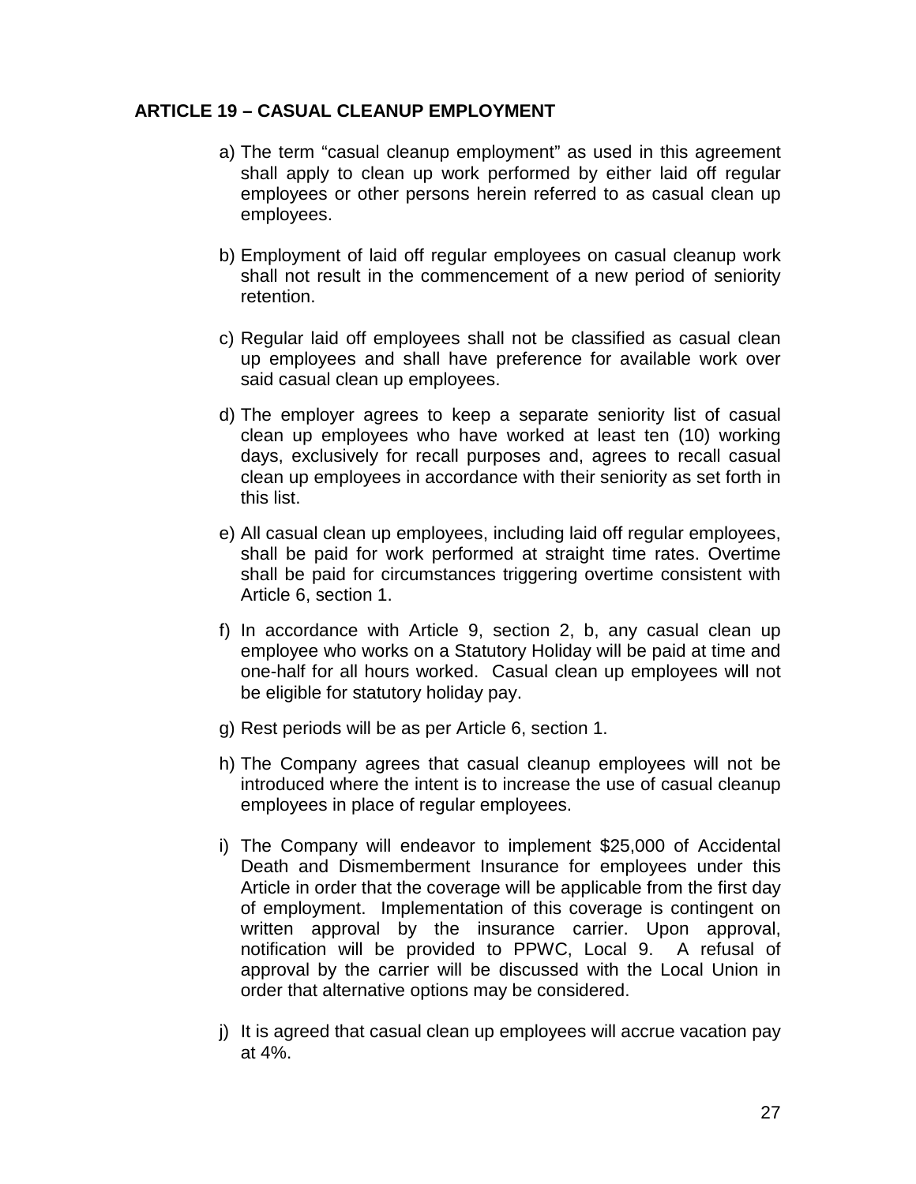## ARTICLE 19 – CASUAL CLEANUP EMPLOYMENT

a) The term "casual cleanup employment" as used in this agreement shall apply to clean up work performed by either laid off regular employees or other persons herein referred to as casual clean up employees.

b) Employment of laid off regular employees on casual cleanup work shall not result in the commencement of a new period of seniority retention.

c) Regular laid off employees shall not be classified as casual clean up employees and shall have preference for available work over said casual clean up employees.

d) The employer agrees to keep a separate seniority list of casual clean up employees who have worked at least ten (10) working days, exclusively for recall purposes and, agrees to recall casual clean up employees in accordance with their seniority as set forth in this list.

e) All casual clean up employees, including laid off regular employees, shall be paid for work performed at straight time rates. Overtime shall be paid for circumstances triggering overtime consistent with Article 6, section 1.

f) In accordance with Article 9, section 2, b, any casual clean up employee who works on a Statutory Holiday will be paid at time and one-half for all hours worked. Casual clean up employees will not be eligible for statutory holiday pay.

g) Rest periods will be as per Article 6, section 1.

h) The Company agrees that casual cleanup employees will not be introduced where the intent is to increase the use of casual cleanup employees in place of regular employees.

i) The Company will endeavor to implement $25,000 of Accidental Death and Dismemberment Insurance for employees under this Article in order that the coverage will be applicable from the first day of employment. Implementation of this coverage is contingent on written approval by the insurance carrier. Upon approval, notification will be provided to PPWC, Local 9. A refusal of approval by the carrier will be discussed with the Local Union in order that alternative options may be considered.

j) It is agreed that casual clean up employees will accrue vacation pay at 4%.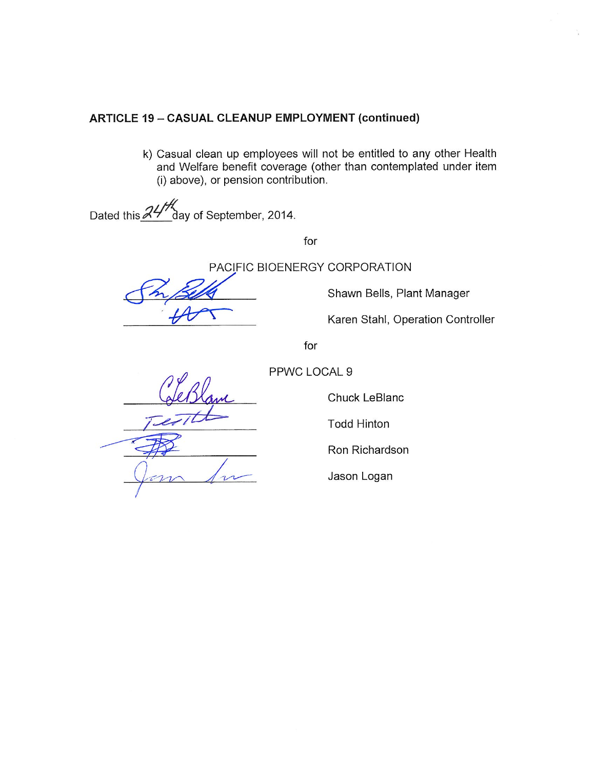**ARTICLE 19 – CASUAL CLEANUP EMPLOYMENT (continued)**

k) Casual clean up employees will not be entitled to any other Health and Welfare benefit coverage (other than contemplated under item (i) above), or pension contribution.

Dated this 24th day of September, 2014.

for

PACIFIC BIOENERGY CORPORATION

Shawn Bells, Plant Manager

Karen Stahl, Operation Controller

for

PPWC LOCAL 9

Chuck LeBlanc

Todd Hinton

Ron Richardson

Jason Logan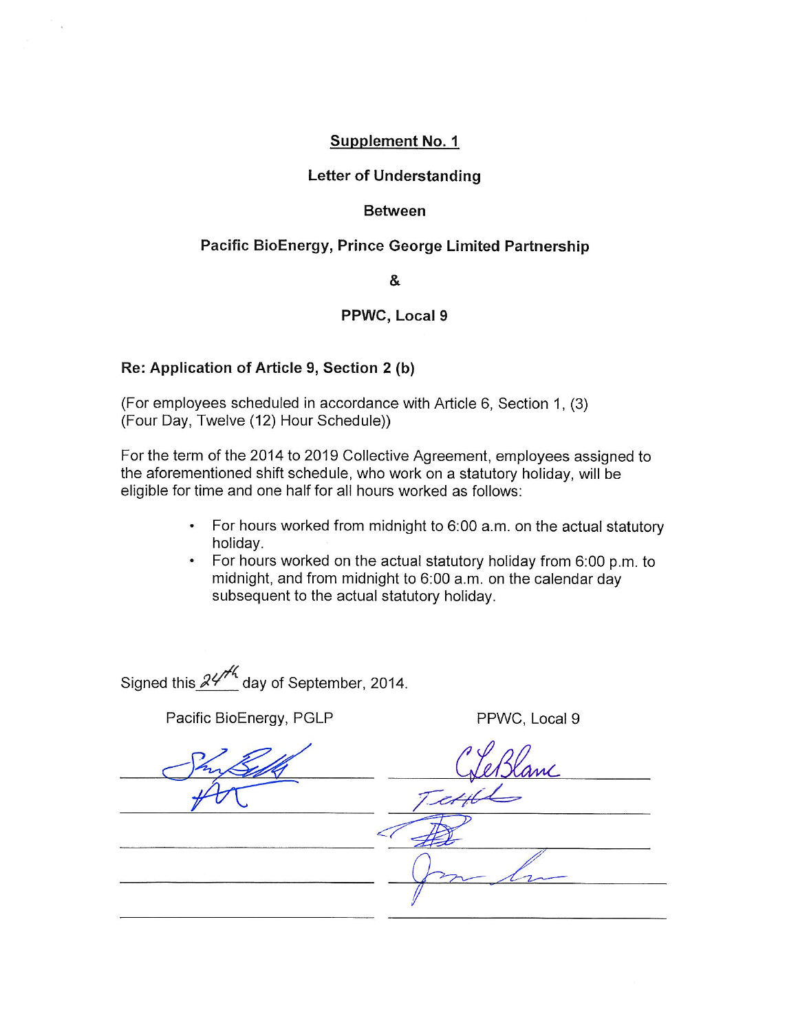**Supplement No. 1**

**Letter of Understanding**

**Between**

**Pacific BioEnergy, Prince George Limited Partnership**

**&**

**PPWC, Local 9**

**Re: Application of Article 9, Section 2 (b)**

(For employees scheduled in accordance with Article 6, Section 1, (3)
(Four Day, Twelve (12) Hour Schedule))

For the term of the 2014 to 2019 Collective Agreement, employees assigned to the aforementioned shift schedule, who work on a statutory holiday, will be eligible for time and one half for all hours worked as follows:

- For hours worked from midnight to 6:00 a.m. on the actual statutory holiday.
- For hours worked on the actual statutory holiday from 6:00 p.m. to midnight, and from midnight to 6:00 a.m. on the calendar day subsequent to the actual statutory holiday.

Signed this 24th day of September, 2014.

| Pacific BioEnergy, PGLP | PPWC, Local 9 |
|---|---|
| (signature) | C. LeBlanc (signature) |
| (signature) | (signature) |
| | (signature) |
| | (signature) |